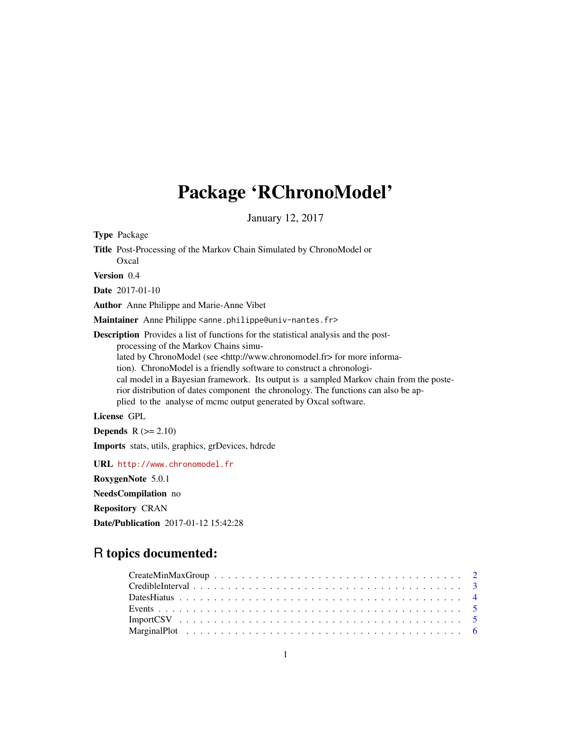# Package 'RChronoModel'

January 12, 2017

**Type** Package

**Title** Post-Processing of the Markov Chain Simulated by ChronoModel or Oxcal

**Version** 0.4

**Date** 2017-01-10

**Author** Anne Philippe and Marie-Anne Vibet

**Maintainer** Anne Philippe <anne.philippe@univ-nantes.fr>

**Description** Provides a list of functions for the statistical analysis and the post-processing of the Markov Chains simulated by ChronoModel (see <http://www.chronomodel.fr> for more information). ChronoModel is a friendly software to construct a chronological model in a Bayesian framework. Its output is a sampled Markov chain from the posterior distribution of dates component the chronology. The functions can also be applied to the analyse of mcmc output generated by Oxcal software.

**License** GPL

**Depends** R (>= 2.10)

**Imports** stats, utils, graphics, grDevices, hdrcde

**URL** http://www.chronomodel.fr

**RoxygenNote** 5.0.1

**NeedsCompilation** no

**Repository** CRAN

**Date/Publication** 2017-01-12 15:42:28

## R topics documented:

- CreateMinMaxGroup . . . 2
- CredibleInterval . . . 3
- DatesHiatus . . . 4
- Events . . . 5
- ImportCSV . . . 5
- MarginalPlot . . . 6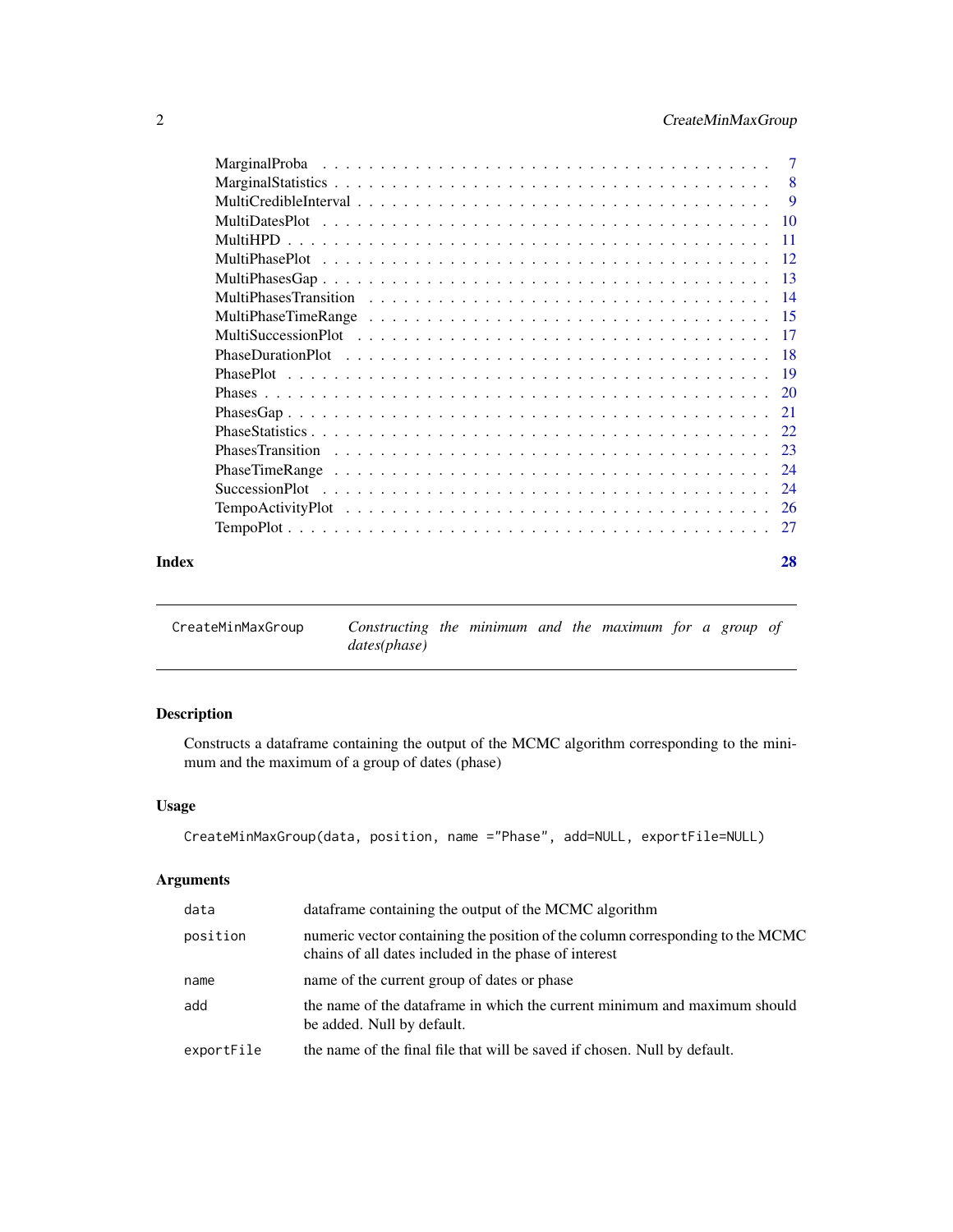| | |
|---|---|
| MarginalProba | 7 |
| MarginalStatistics | 8 |
| MultiCredibleInterval | 9 |
| MultiDatesPlot | 10 |
| MultiHPD | 11 |
| MultiPhasePlot | 12 |
| MultiPhasesGap | 13 |
| MultiPhasesTransition | 14 |
| MultiPhaseTimeRange | 15 |
| MultiSuccessionPlot | 17 |
| PhaseDurationPlot | 18 |
| PhasePlot | 19 |
| Phases | 20 |
| PhasesGap | 21 |
| PhaseStatistics | 22 |
| PhasesTransition | 23 |
| PhaseTimeRange | 24 |
| SuccessionPlot | 24 |
| TempoActivityPlot | 26 |
| TempoPlot | 27 |

**Index** **28**

---

`CreateMinMaxGroup` *Constructing the minimum and the maximum for a group of dates(phase)*

---

### Description

Constructs a dataframe containing the output of the MCMC algorithm corresponding to the minimum and the maximum of a group of dates (phase)

### Usage

```
CreateMinMaxGroup(data, position, name ="Phase", add=NULL, exportFile=NULL)
```

### Arguments

| | |
|---|---|
| `data` | dataframe containing the output of the MCMC algorithm |
| `position` | numeric vector containing the position of the column corresponding to the MCMC chains of all dates included in the phase of interest |
| `name` | name of the current group of dates or phase |
| `add` | the name of the dataframe in which the current minimum and maximum should be added. Null by default. |
| `exportFile` | the name of the final file that will be saved if chosen. Null by default. |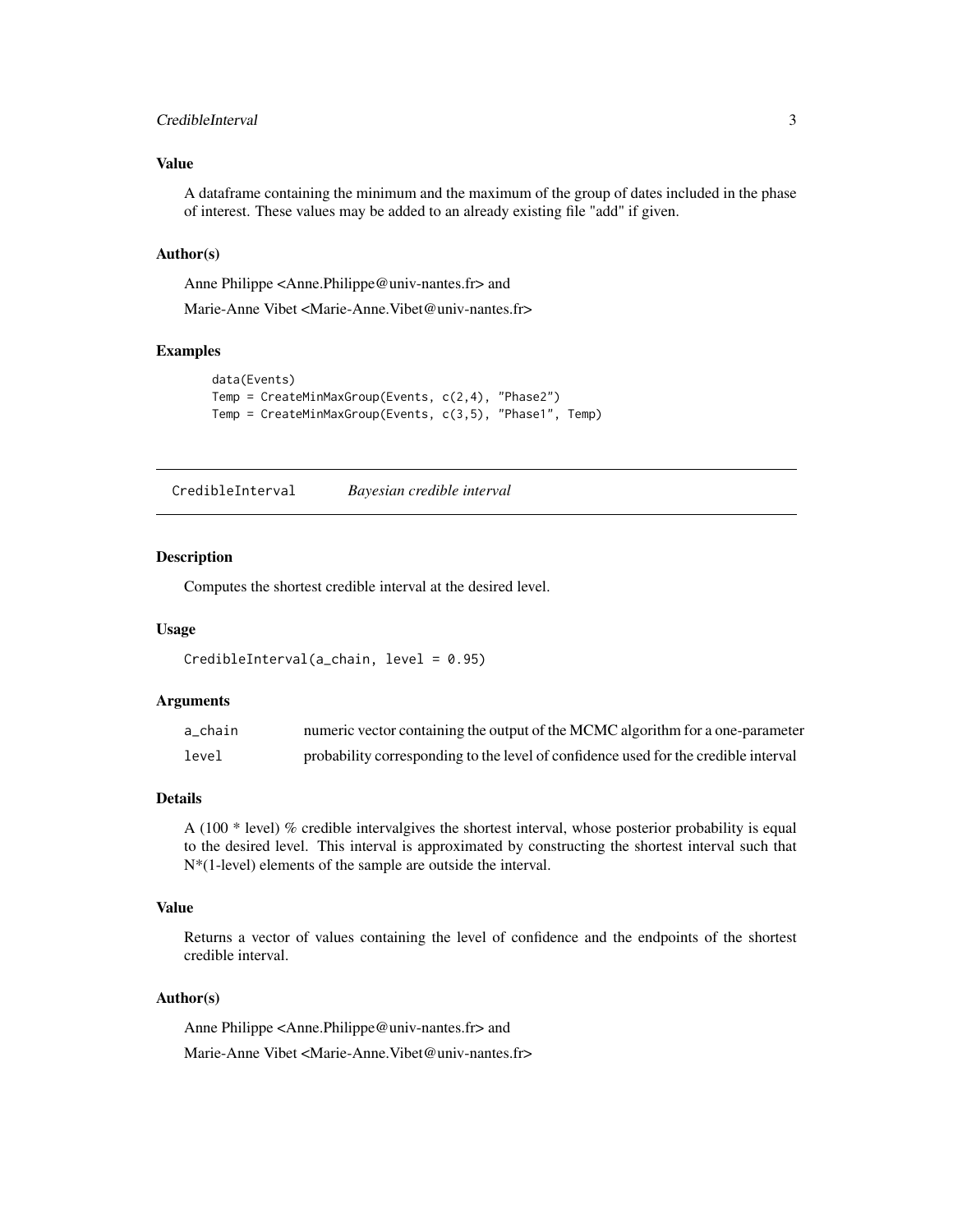### Value

A dataframe containing the minimum and the maximum of the group of dates included in the phase of interest. These values may be added to an already existing file "add" if given.

### Author(s)

Anne Philippe <Anne.Philippe@univ-nantes.fr> and

Marie-Anne Vibet <Marie-Anne.Vibet@univ-nantes.fr>

### Examples

```
data(Events)
Temp = CreateMinMaxGroup(Events, c(2,4), "Phase2")
Temp = CreateMinMaxGroup(Events, c(3,5), "Phase1", Temp)
```

---

## CredibleInterval *Bayesian credible interval*

---

### Description

Computes the shortest credible interval at the desired level.

### Usage

```
CredibleInterval(a_chain, level = 0.95)
```

### Arguments

| | |
|---|---|
| a_chain | numeric vector containing the output of the MCMC algorithm for a one-parameter |
| level | probability corresponding to the level of confidence used for the credible interval |

### Details

A (100 * level) % credible intervalgives the shortest interval, whose posterior probability is equal to the desired level. This interval is approximated by constructing the shortest interval such that N*(1-level) elements of the sample are outside the interval.

### Value

Returns a vector of values containing the level of confidence and the endpoints of the shortest credible interval.

### Author(s)

Anne Philippe <Anne.Philippe@univ-nantes.fr> and

Marie-Anne Vibet <Marie-Anne.Vibet@univ-nantes.fr>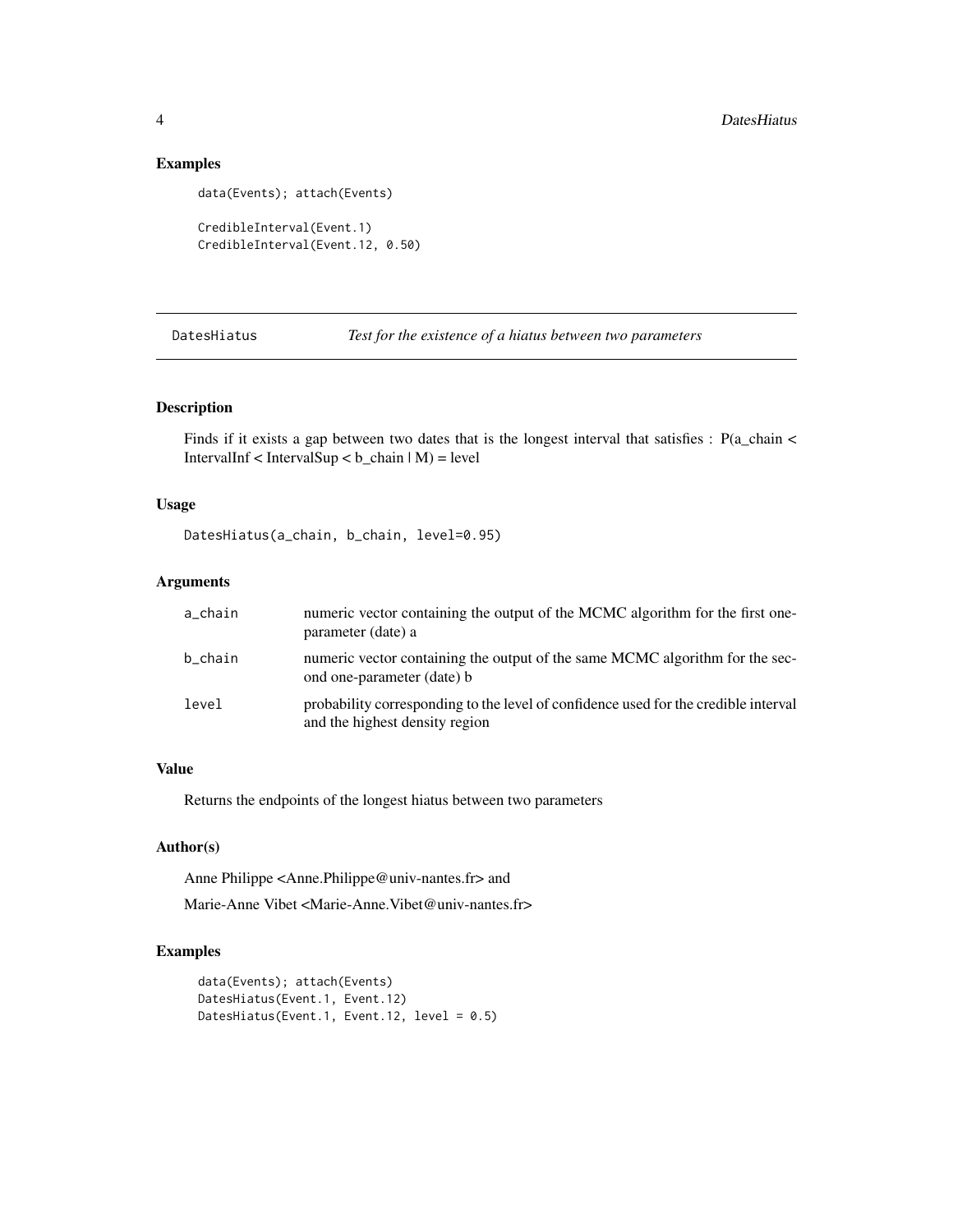## Examples

```
data(Events); attach(Events)

CredibleInterval(Event.1)
CredibleInterval(Event.12, 0.50)
```

---

DatesHiatus    *Test for the existence of a hiatus between two parameters*

---

### Description

Finds if it exists a gap between two dates that is the longest interval that satisfies : P(a_chain < IntervalInf < IntervalSup < b_chain | M) = level

### Usage

```
DatesHiatus(a_chain, b_chain, level=0.95)
```

### Arguments

| | |
|---|---|
| a_chain | numeric vector containing the output of the MCMC algorithm for the first one-parameter (date) a |
| b_chain | numeric vector containing the output of the same MCMC algorithm for the second one-parameter (date) b |
| level | probability corresponding to the level of confidence used for the credible interval and the highest density region |

### Value

Returns the endpoints of the longest hiatus between two parameters

### Author(s)

Anne Philippe <Anne.Philippe@univ-nantes.fr> and

Marie-Anne Vibet <Marie-Anne.Vibet@univ-nantes.fr>

### Examples

```
data(Events); attach(Events)
DatesHiatus(Event.1, Event.12)
DatesHiatus(Event.1, Event.12, level = 0.5)
```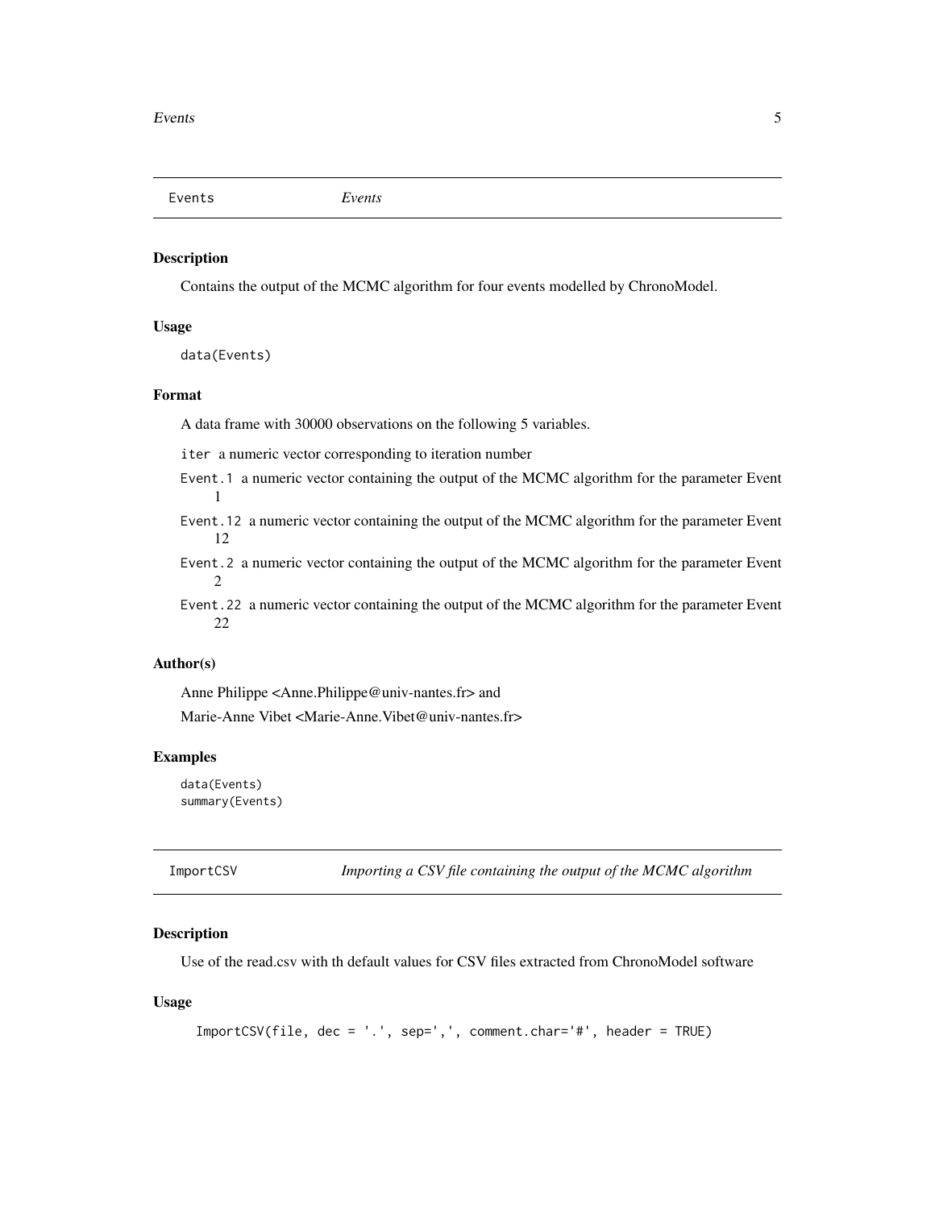## Events *Events*

### Description

Contains the output of the MCMC algorithm for four events modelled by ChronoModel.

### Usage

```
data(Events)
```

### Format

A data frame with 30000 observations on the following 5 variables.

- `iter` a numeric vector corresponding to iteration number
- `Event.1` a numeric vector containing the output of the MCMC algorithm for the parameter Event 1
- `Event.12` a numeric vector containing the output of the MCMC algorithm for the parameter Event 12
- `Event.2` a numeric vector containing the output of the MCMC algorithm for the parameter Event 2
- `Event.22` a numeric vector containing the output of the MCMC algorithm for the parameter Event 22

### Author(s)

Anne Philippe <Anne.Philippe@univ-nantes.fr> and

Marie-Anne Vibet <Marie-Anne.Vibet@univ-nantes.fr>

### Examples

```
data(Events)
summary(Events)
```

## ImportCSV *Importing a CSV file containing the output of the MCMC algorithm*

### Description

Use of the read.csv with th default values for CSV files extracted from ChronoModel software

### Usage

```
ImportCSV(file, dec = '.', sep=',', comment.char='#', header = TRUE)
```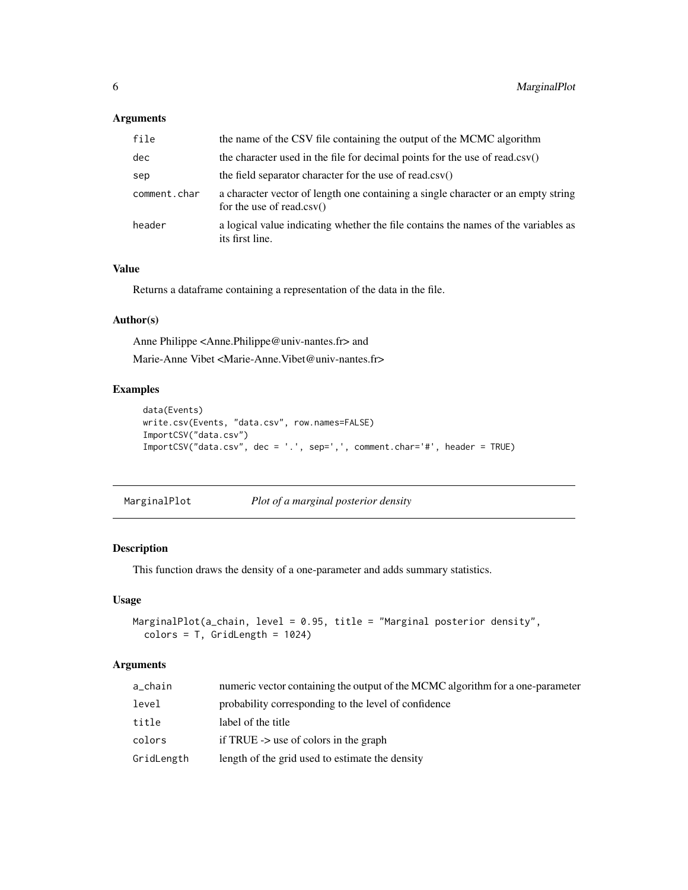### Arguments

| | |
|---|---|
| `file` | the name of the CSV file containing the output of the MCMC algorithm |
| `dec` | the character used in the file for decimal points for the use of read.csv() |
| `sep` | the field separator character for the use of read.csv() |
| `comment.char` | a character vector of length one containing a single character or an empty string for the use of read.csv() |
| `header` | a logical value indicating whether the file contains the names of the variables as its first line. |

### Value

Returns a dataframe containing a representation of the data in the file.

### Author(s)

Anne Philippe <Anne.Philippe@univ-nantes.fr> and

Marie-Anne Vibet <Marie-Anne.Vibet@univ-nantes.fr>

### Examples

```
data(Events)
write.csv(Events, "data.csv", row.names=FALSE)
ImportCSV("data.csv")
ImportCSV("data.csv", dec = '.', sep=',', comment.char='#', header = TRUE)
```

---

## `MarginalPlot` *Plot of a marginal posterior density*

---

### Description

This function draws the density of a one-parameter and adds summary statistics.

### Usage

```
MarginalPlot(a_chain, level = 0.95, title = "Marginal posterior density",
  colors = T, GridLength = 1024)
```

### Arguments

| | |
|---|---|
| `a_chain` | numeric vector containing the output of the MCMC algorithm for a one-parameter |
| `level` | probability corresponding to the level of confidence |
| `title` | label of the title |
| `colors` | if TRUE -> use of colors in the graph |
| `GridLength` | length of the grid used to estimate the density |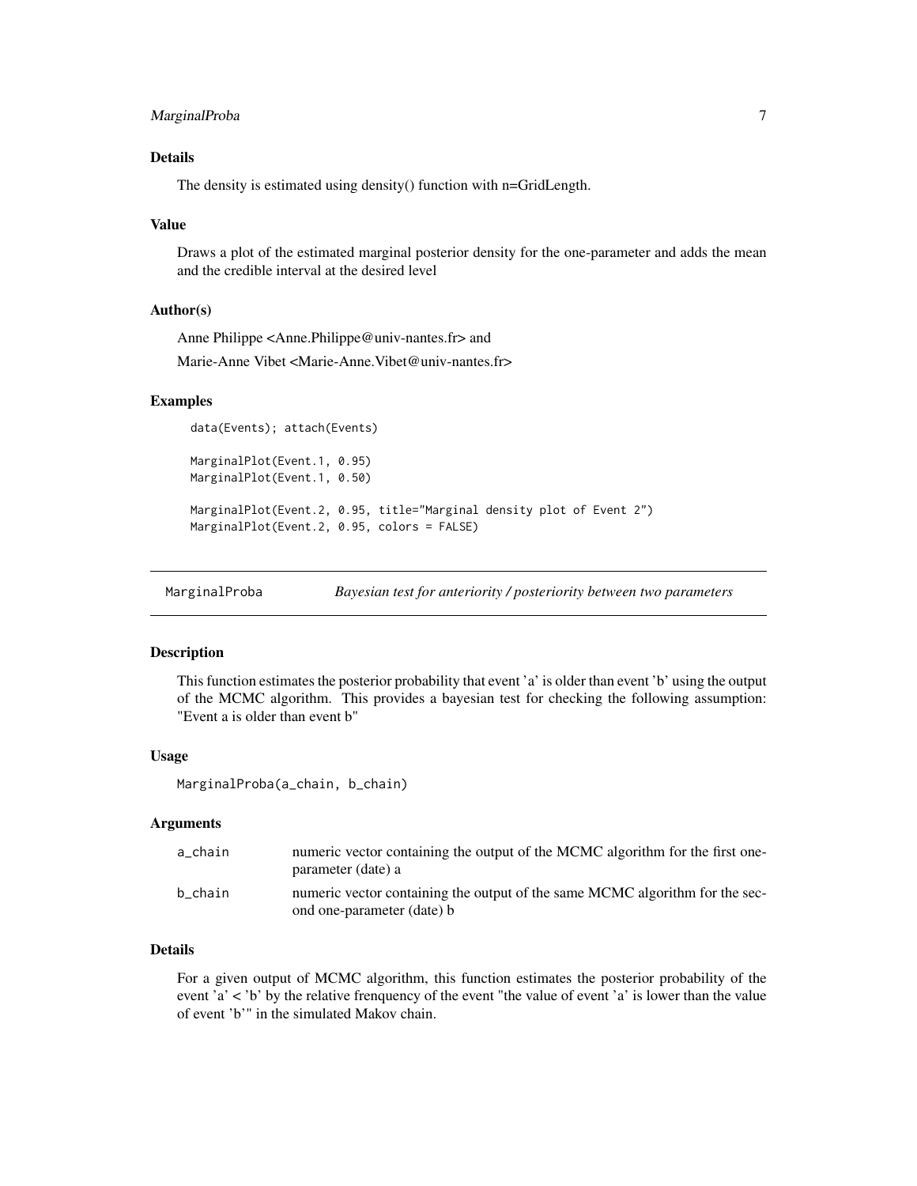### Details

The density is estimated using density() function with n=GridLength.

### Value

Draws a plot of the estimated marginal posterior density for the one-parameter and adds the mean and the credible interval at the desired level

### Author(s)

Anne Philippe <Anne.Philippe@univ-nantes.fr> and

Marie-Anne Vibet <Marie-Anne.Vibet@univ-nantes.fr>

### Examples

```
data(Events); attach(Events)

MarginalPlot(Event.1, 0.95)
MarginalPlot(Event.1, 0.50)

MarginalPlot(Event.2, 0.95, title="Marginal density plot of Event 2")
MarginalPlot(Event.2, 0.95, colors = FALSE)
```

---

## MarginalProba — *Bayesian test for anteriority / posteriority between two parameters*

### Description

This function estimates the posterior probability that event 'a' is older than event 'b' using the output of the MCMC algorithm. This provides a bayesian test for checking the following assumption: "Event a is older than event b"

### Usage

```
MarginalProba(a_chain, b_chain)
```

### Arguments

| | |
|---|---|
| a_chain | numeric vector containing the output of the MCMC algorithm for the first one-parameter (date) a |
| b_chain | numeric vector containing the output of the same MCMC algorithm for the second one-parameter (date) b |

### Details

For a given output of MCMC algorithm, this function estimates the posterior probability of the event 'a' < 'b' by the relative frenquency of the event "the value of event 'a' is lower than the value of event 'b'" in the simulated Makov chain.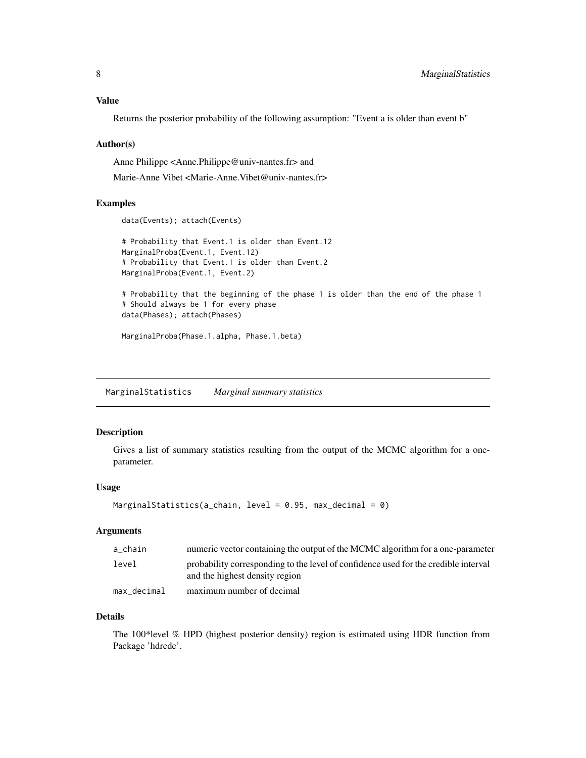### Value

Returns the posterior probability of the following assumption: "Event a is older than event b"

### Author(s)

Anne Philippe <Anne.Philippe@univ-nantes.fr> and

Marie-Anne Vibet <Marie-Anne.Vibet@univ-nantes.fr>

### Examples

```
data(Events); attach(Events)

# Probability that Event.1 is older than Event.12
MarginalProba(Event.1, Event.12)
# Probability that Event.1 is older than Event.2
MarginalProba(Event.1, Event.2)

# Probability that the beginning of the phase 1 is older than the end of the phase 1
# Should always be 1 for every phase
data(Phases); attach(Phases)

MarginalProba(Phase.1.alpha, Phase.1.beta)
```

---

## MarginalStatistics &nbsp;&nbsp;&nbsp; *Marginal summary statistics*

---

### Description

Gives a list of summary statistics resulting from the output of the MCMC algorithm for a one-parameter.

### Usage

```
MarginalStatistics(a_chain, level = 0.95, max_decimal = 0)
```

### Arguments

| | |
|---|---|
| a_chain | numeric vector containing the output of the MCMC algorithm for a one-parameter |
| level | probability corresponding to the level of confidence used for the credible interval and the highest density region |
| max_decimal | maximum number of decimal |

### Details

The 100*level % HPD (highest posterior density) region is estimated using HDR function from Package 'hdrcde'.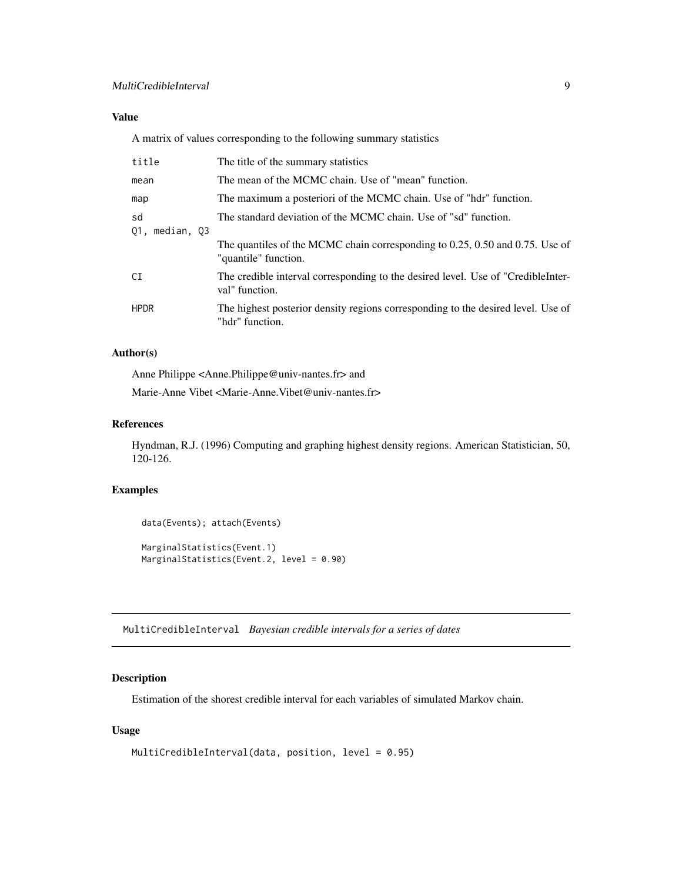### Value

A matrix of values corresponding to the following summary statistics

| | |
|---|---|
| `title` | The title of the summary statistics |
| `mean` | The mean of the MCMC chain. Use of "mean" function. |
| `map` | The maximum a posteriori of the MCMC chain. Use of "hdr" function. |
| `sd` | The standard deviation of the MCMC chain. Use of "sd" function. |
| `Q1, median, Q3` | The quantiles of the MCMC chain corresponding to 0.25, 0.50 and 0.75. Use of "quantile" function. |
| `CI` | The credible interval corresponding to the desired level. Use of "CredibleInterval" function. |
| `HPDR` | The highest posterior density regions corresponding to the desired level. Use of "hdr" function. |

### Author(s)

Anne Philippe <Anne.Philippe@univ-nantes.fr> and

Marie-Anne Vibet <Marie-Anne.Vibet@univ-nantes.fr>

### References

Hyndman, R.J. (1996) Computing and graphing highest density regions. American Statistician, 50, 120-126.

### Examples

```
data(Events); attach(Events)

MarginalStatistics(Event.1)
MarginalStatistics(Event.2, level = 0.90)
```

---

## MultiCredibleInterval *Bayesian credible intervals for a series of dates*

---

### Description

Estimation of the shortest credible interval for each variables of simulated Markov chain.

### Usage

```
MultiCredibleInterval(data, position, level = 0.95)
```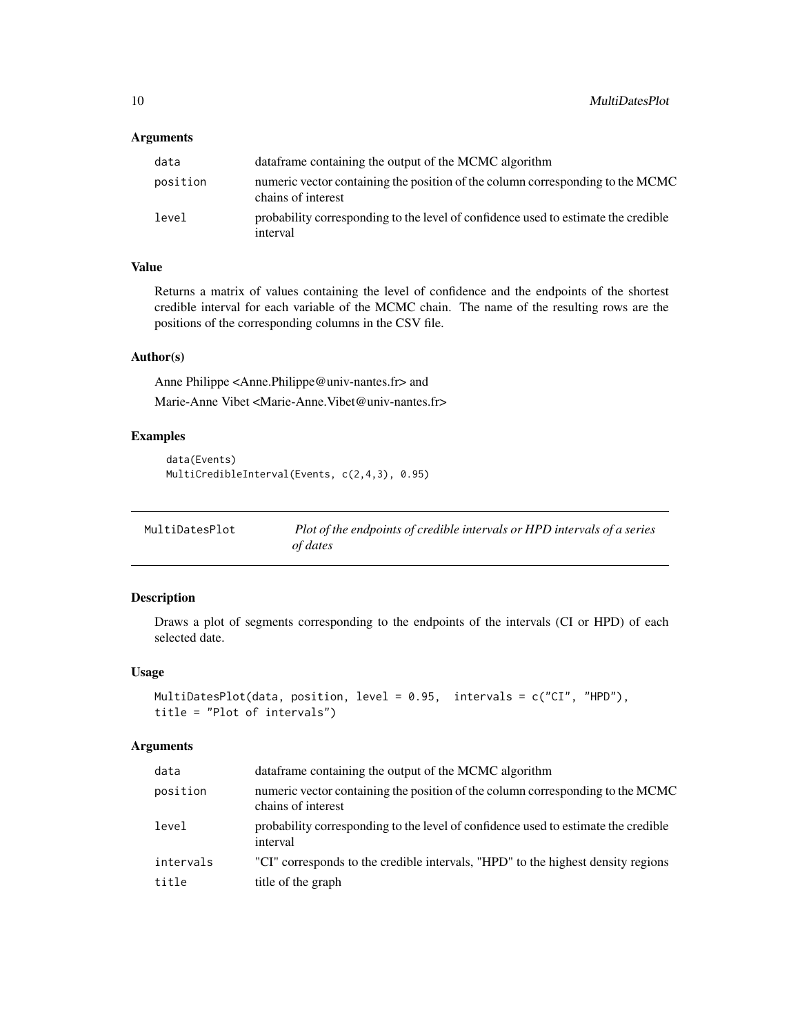### Arguments

| | |
|---|---|
| `data` | dataframe containing the output of the MCMC algorithm |
| `position` | numeric vector containing the position of the column corresponding to the MCMC chains of interest |
| `level` | probability corresponding to the level of confidence used to estimate the credible interval |

### Value

Returns a matrix of values containing the level of confidence and the endpoints of the shortest credible interval for each variable of the MCMC chain. The name of the resulting rows are the positions of the corresponding columns in the CSV file.

### Author(s)

Anne Philippe <Anne.Philippe@univ-nantes.fr> and

Marie-Anne Vibet <Marie-Anne.Vibet@univ-nantes.fr>

### Examples

```
data(Events)
MultiCredibleInterval(Events, c(2,4,3), 0.95)
```

---

## MultiDatesPlot — *Plot of the endpoints of credible intervals or HPD intervals of a series of dates*

---

### Description

Draws a plot of segments corresponding to the endpoints of the intervals (CI or HPD) of each selected date.

### Usage

```
MultiDatesPlot(data, position, level = 0.95,  intervals = c("CI", "HPD"),
title = "Plot of intervals")
```

### Arguments

| | |
|---|---|
| `data` | dataframe containing the output of the MCMC algorithm |
| `position` | numeric vector containing the position of the column corresponding to the MCMC chains of interest |
| `level` | probability corresponding to the level of confidence used to estimate the credible interval |
| `intervals` | "CI" corresponds to the credible intervals, "HPD" to the highest density regions |
| `title` | title of the graph |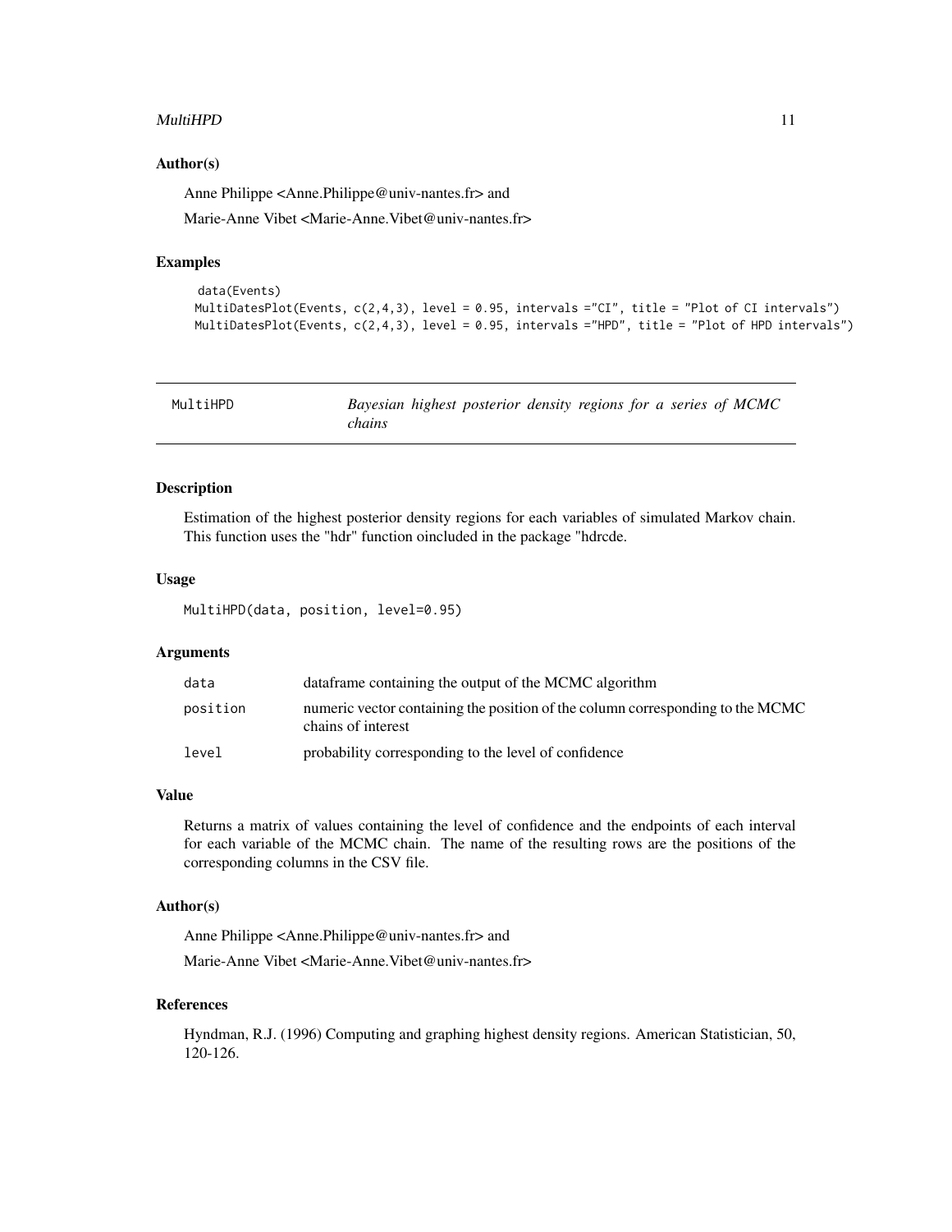### Author(s)

Anne Philippe <Anne.Philippe@univ-nantes.fr> and

Marie-Anne Vibet <Marie-Anne.Vibet@univ-nantes.fr>

### Examples

```
 data(Events)
MultiDatesPlot(Events, c(2,4,3), level = 0.95, intervals ="CI", title = "Plot of CI intervals")
MultiDatesPlot(Events, c(2,4,3), level = 0.95, intervals ="HPD", title = "Plot of HPD intervals")
```

---

## MultiHPD — *Bayesian highest posterior density regions for a series of MCMC chains*

---

### Description

Estimation of the highest posterior density regions for each variables of simulated Markov chain. This function uses the "hdr" function oincluded in the package "hdrcde.

### Usage

```
MultiHPD(data, position, level=0.95)
```

### Arguments

| | |
|---|---|
| `data` | dataframe containing the output of the MCMC algorithm |
| `position` | numeric vector containing the position of the column corresponding to the MCMC chains of interest |
| `level` | probability corresponding to the level of confidence |

### Value

Returns a matrix of values containing the level of confidence and the endpoints of each interval for each variable of the MCMC chain. The name of the resulting rows are the positions of the corresponding columns in the CSV file.

### Author(s)

Anne Philippe <Anne.Philippe@univ-nantes.fr> and

Marie-Anne Vibet <Marie-Anne.Vibet@univ-nantes.fr>

### References

Hyndman, R.J. (1996) Computing and graphing highest density regions. American Statistician, 50, 120-126.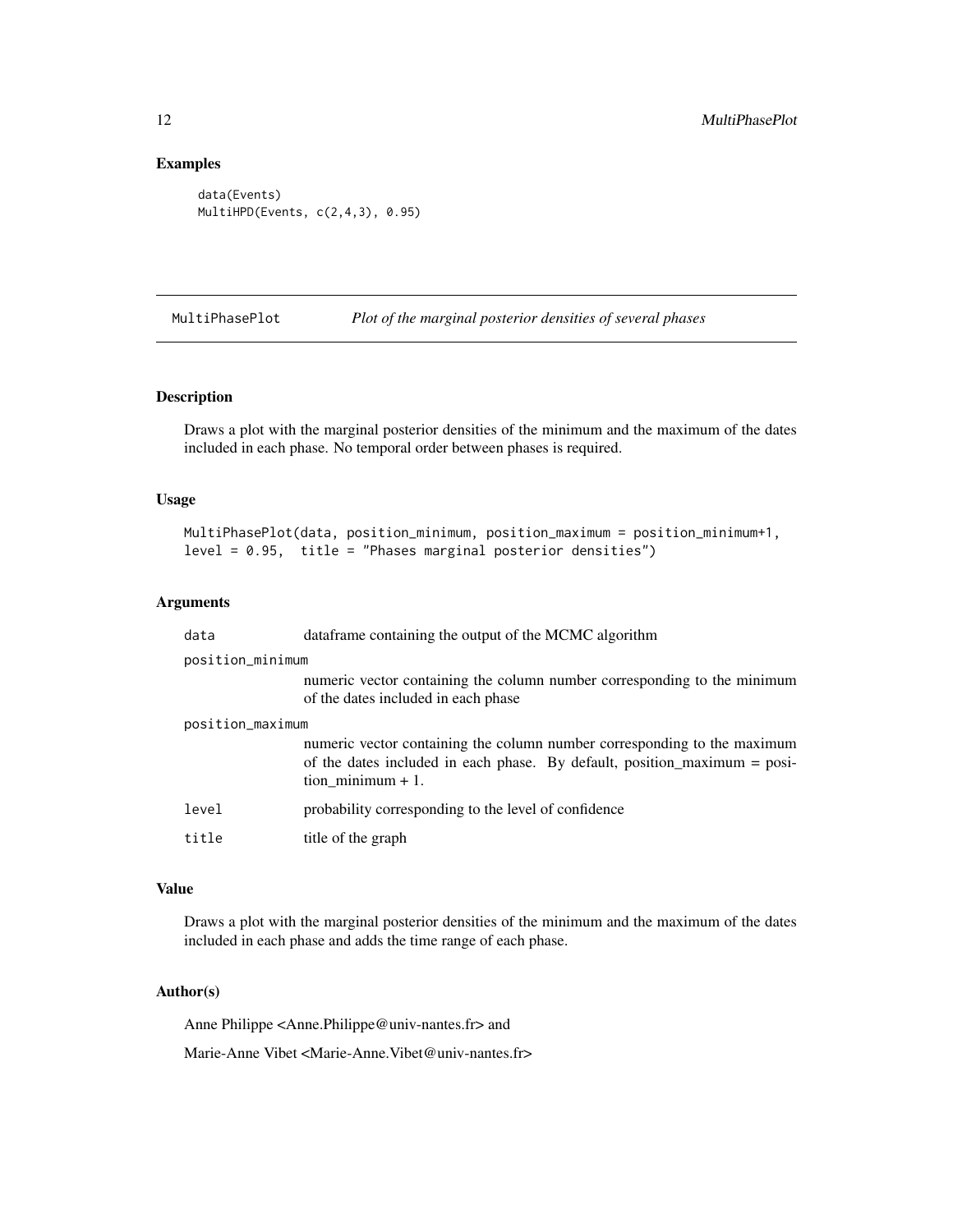## Examples

```
data(Events)
MultiHPD(Events, c(2,4,3), 0.95)
```

---

# MultiPhasePlot — *Plot of the marginal posterior densities of several phases*

---

### Description

Draws a plot with the marginal posterior densities of the minimum and the maximum of the dates included in each phase. No temporal order between phases is required.

### Usage

```
MultiPhasePlot(data, position_minimum, position_maximum = position_minimum+1,
level = 0.95,  title = "Phases marginal posterior densities")
```

### Arguments

| | |
|---|---|
| `data` | dataframe containing the output of the MCMC algorithm |
| `position_minimum` | numeric vector containing the column number corresponding to the minimum of the dates included in each phase |
| `position_maximum` | numeric vector containing the column number corresponding to the maximum of the dates included in each phase. By default, position_maximum = position_minimum + 1. |
| `level` | probability corresponding to the level of confidence |
| `title` | title of the graph |

### Value

Draws a plot with the marginal posterior densities of the minimum and the maximum of the dates included in each phase and adds the time range of each phase.

### Author(s)

Anne Philippe <Anne.Philippe@univ-nantes.fr> and

Marie-Anne Vibet <Marie-Anne.Vibet@univ-nantes.fr>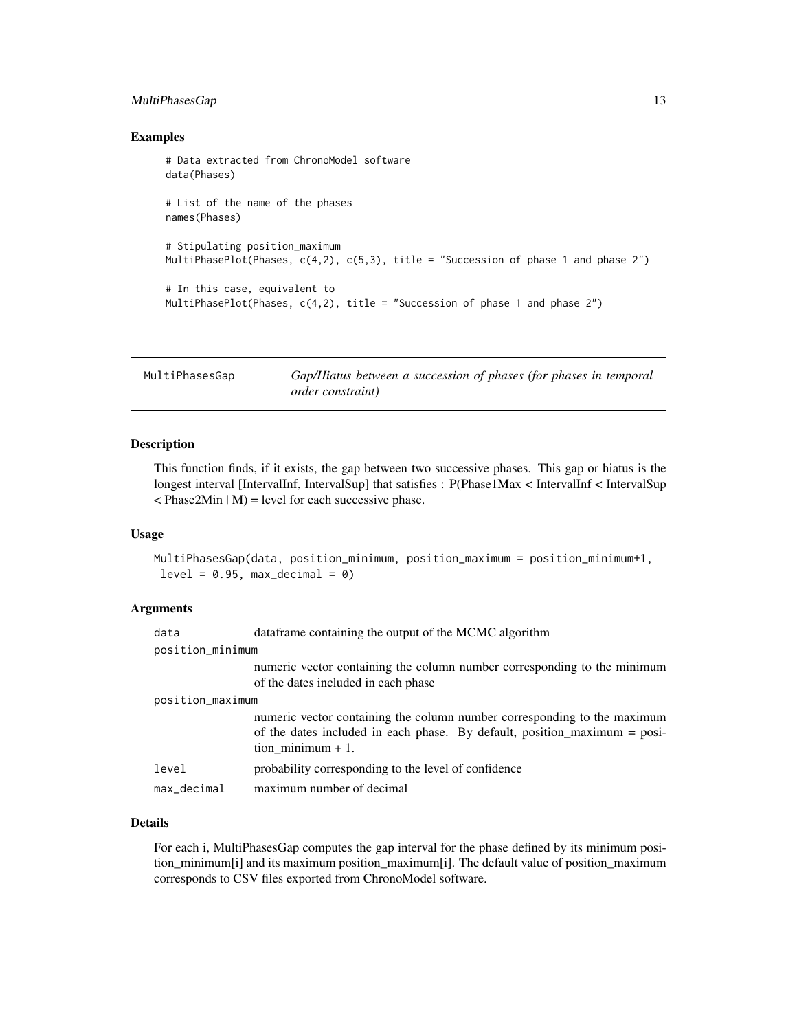### Examples

```
# Data extracted from ChronoModel software
data(Phases)

# List of the name of the phases
names(Phases)

# Stipulating position_maximum
MultiPhasePlot(Phases, c(4,2), c(5,3), title = "Succession of phase 1 and phase 2")

# In this case, equivalent to
MultiPhasePlot(Phases, c(4,2), title = "Succession of phase 1 and phase 2")
```

---

## MultiPhasesGap — *Gap/Hiatus between a succession of phases (for phases in temporal order constraint)*

---

### Description

This function finds, if it exists, the gap between two successive phases. This gap or hiatus is the longest interval [IntervalInf, IntervalSup] that satisfies : P(Phase1Max < IntervalInf < IntervalSup < Phase2Min | M) = level for each successive phase.

### Usage

```
MultiPhasesGap(data, position_minimum, position_maximum = position_minimum+1,
 level = 0.95, max_decimal = 0)
```

### Arguments

| | |
|---|---|
| data | dataframe containing the output of the MCMC algorithm |
| position_minimum | numeric vector containing the column number corresponding to the minimum of the dates included in each phase |
| position_maximum | numeric vector containing the column number corresponding to the maximum of the dates included in each phase. By default, position_maximum = position_minimum + 1. |
| level | probability corresponding to the level of confidence |
| max_decimal | maximum number of decimal |

### Details

For each i, MultiPhasesGap computes the gap interval for the phase defined by its minimum position_minimum[i] and its maximum position_maximum[i]. The default value of position_maximum corresponds to CSV files exported from ChronoModel software.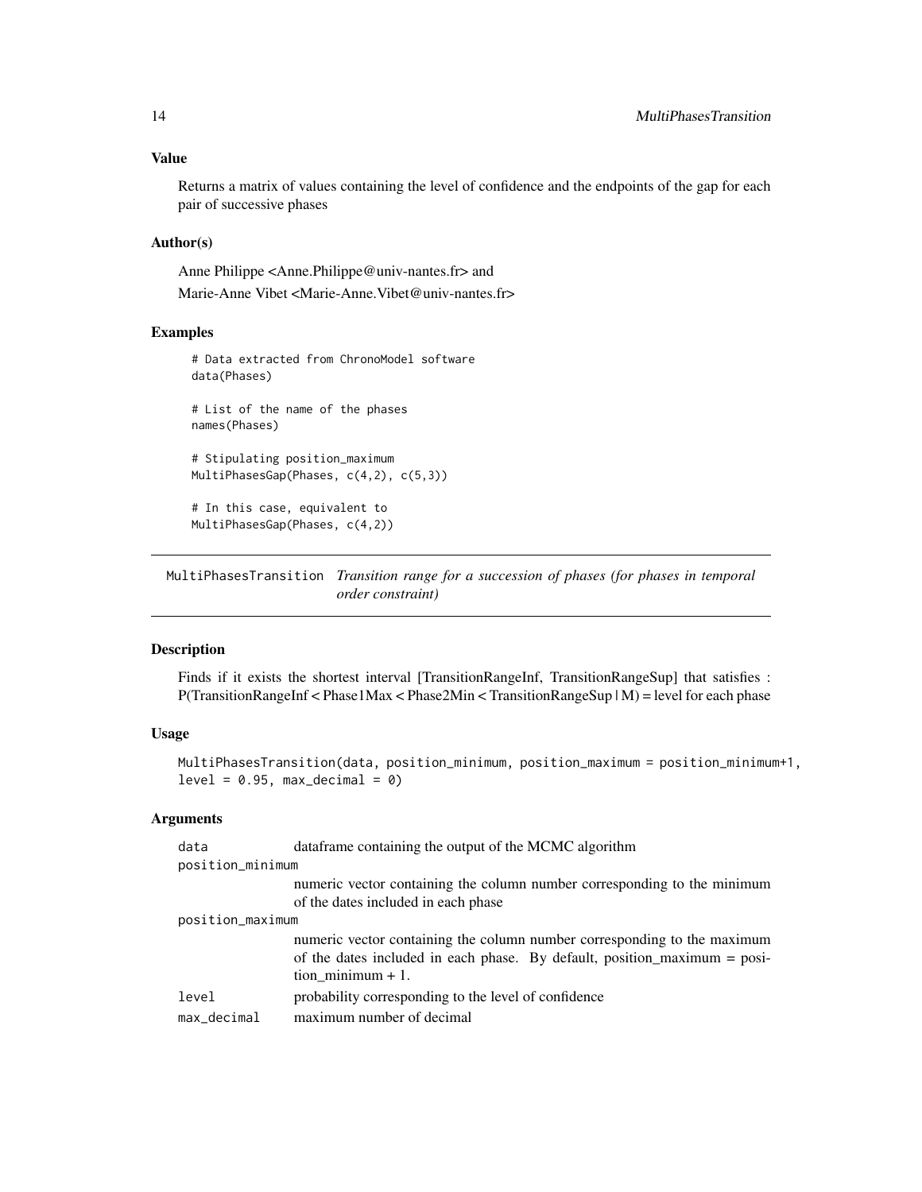### Value

Returns a matrix of values containing the level of confidence and the endpoints of the gap for each pair of successive phases

### Author(s)

Anne Philippe <Anne.Philippe@univ-nantes.fr> and

Marie-Anne Vibet <Marie-Anne.Vibet@univ-nantes.fr>

### Examples

```
# Data extracted from ChronoModel software
data(Phases)

# List of the name of the phases
names(Phases)

# Stipulating position_maximum
MultiPhasesGap(Phases, c(4,2), c(5,3))

# In this case, equivalent to
MultiPhasesGap(Phases, c(4,2))
```

---

## MultiPhasesTransition *Transition range for a succession of phases (for phases in temporal order constraint)*

---

### Description

Finds if it exists the shortest interval [TransitionRangeInf, TransitionRangeSup] that satisfies : P(TransitionRangeInf < Phase1Max < Phase2Min < TransitionRangeSup | M) = level for each phase

### Usage

```
MultiPhasesTransition(data, position_minimum, position_maximum = position_minimum+1,
level = 0.95, max_decimal = 0)
```

### Arguments

| | |
|---|---|
| data | dataframe containing the output of the MCMC algorithm |
| position_minimum | numeric vector containing the column number corresponding to the minimum of the dates included in each phase |
| position_maximum | numeric vector containing the column number corresponding to the maximum of the dates included in each phase. By default, position_maximum = position_minimum + 1. |
| level | probability corresponding to the level of confidence |
| max_decimal | maximum number of decimal |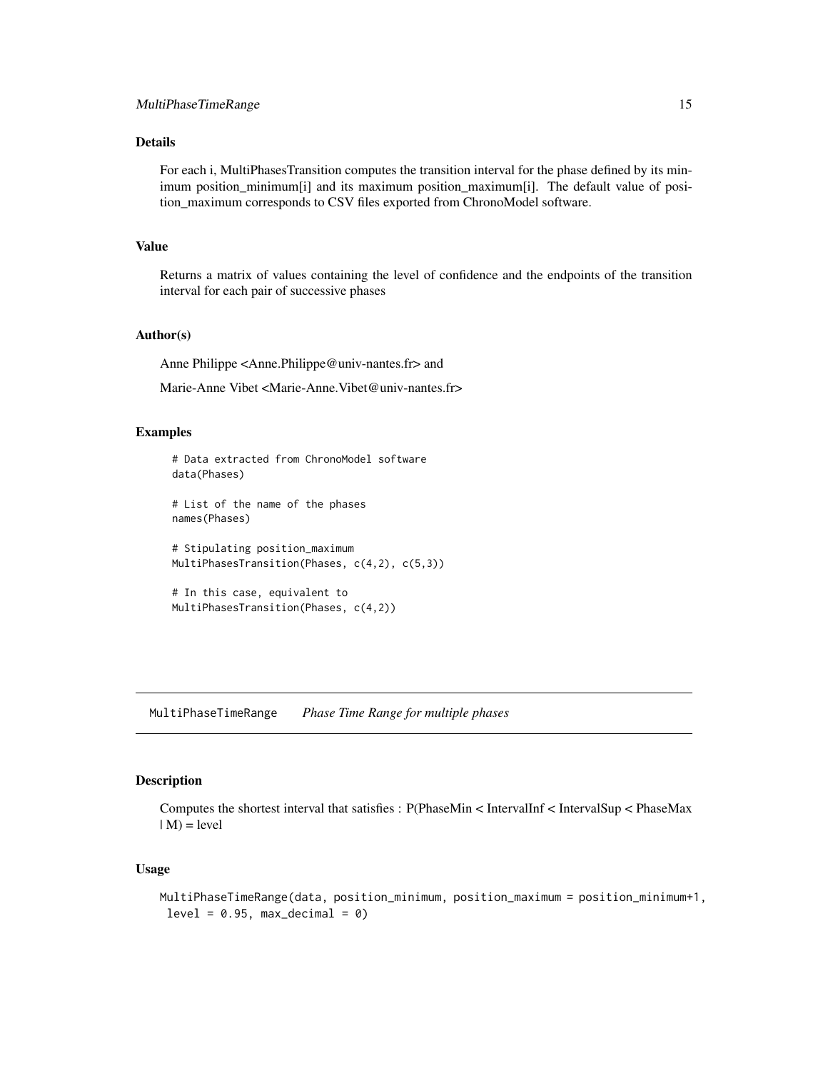### Details

For each i, MultiPhasesTransition computes the transition interval for the phase defined by its minimum position_minimum[i] and its maximum position_maximum[i]. The default value of position_maximum corresponds to CSV files exported from ChronoModel software.

### Value

Returns a matrix of values containing the level of confidence and the endpoints of the transition interval for each pair of successive phases

### Author(s)

Anne Philippe <Anne.Philippe@univ-nantes.fr> and

Marie-Anne Vibet <Marie-Anne.Vibet@univ-nantes.fr>

### Examples

```
# Data extracted from ChronoModel software
data(Phases)

# List of the name of the phases
names(Phases)

# Stipulating position_maximum
MultiPhasesTransition(Phases, c(4,2), c(5,3))

# In this case, equivalent to
MultiPhasesTransition(Phases, c(4,2))
```

---

## MultiPhaseTimeRange *Phase Time Range for multiple phases*

### Description

Computes the shortest interval that satisfies : P(PhaseMin < IntervalInf < IntervalSup < PhaseMax | M) = level

### Usage

```
MultiPhaseTimeRange(data, position_minimum, position_maximum = position_minimum+1,
 level = 0.95, max_decimal = 0)
```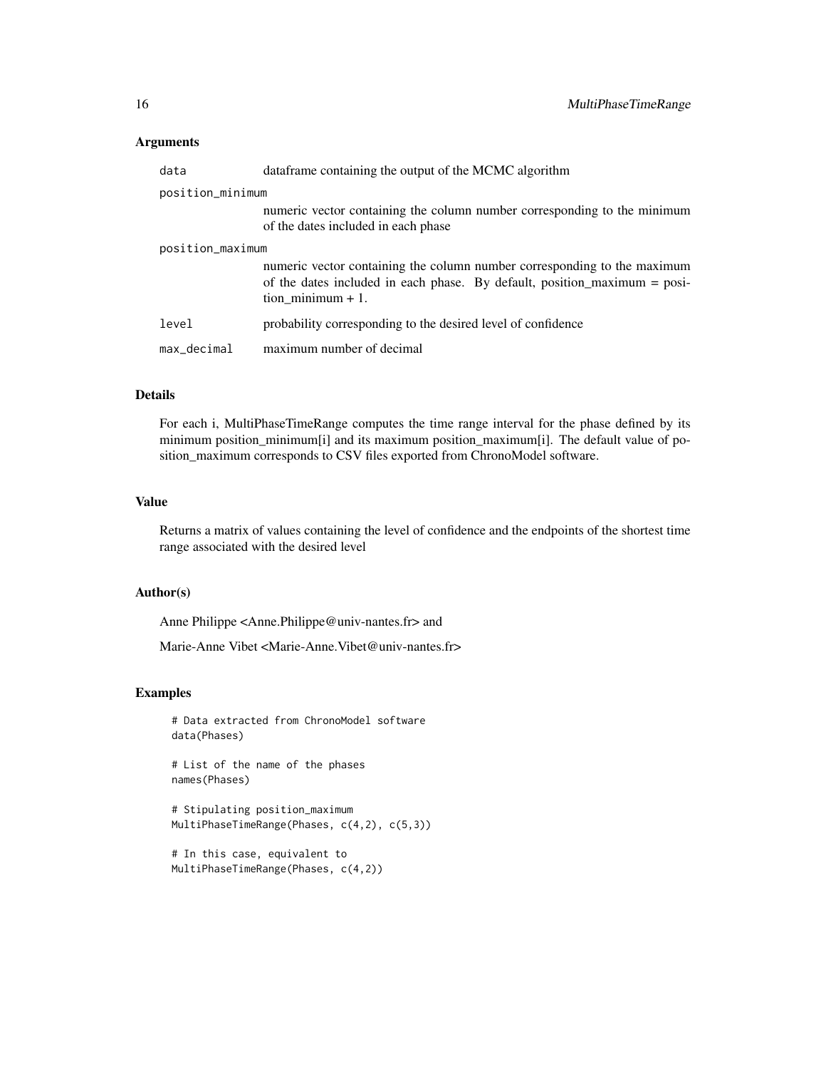## Arguments

| | |
|---|---|
| `data` | dataframe containing the output of the MCMC algorithm |
| `position_minimum` | numeric vector containing the column number corresponding to the minimum of the dates included in each phase |
| `position_maximum` | numeric vector containing the column number corresponding to the maximum of the dates included in each phase. By default, position_maximum = position_minimum + 1. |
| `level` | probability corresponding to the desired level of confidence |
| `max_decimal` | maximum number of decimal |

## Details

For each i, MultiPhaseTimeRange computes the time range interval for the phase defined by its minimum position_minimum[i] and its maximum position_maximum[i]. The default value of position_maximum corresponds to CSV files exported from ChronoModel software.

## Value

Returns a matrix of values containing the level of confidence and the endpoints of the shortest time range associated with the desired level

## Author(s)

Anne Philippe <Anne.Philippe@univ-nantes.fr> and

Marie-Anne Vibet <Marie-Anne.Vibet@univ-nantes.fr>

## Examples

```
# Data extracted from ChronoModel software
data(Phases)

# List of the name of the phases
names(Phases)

# Stipulating position_maximum
MultiPhaseTimeRange(Phases, c(4,2), c(5,3))

# In this case, equivalent to
MultiPhaseTimeRange(Phases, c(4,2))
```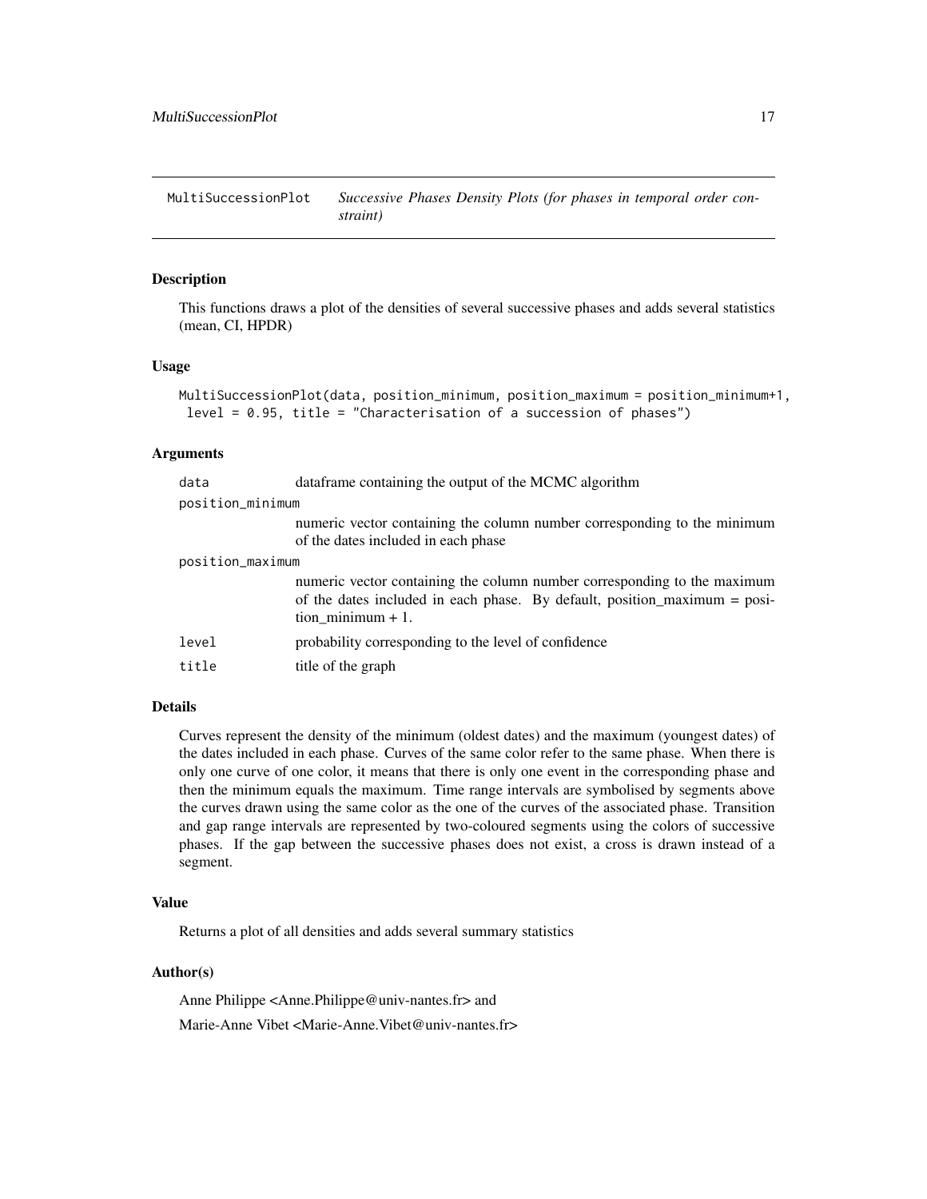## MultiSuccessionPlot — *Successive Phases Density Plots (for phases in temporal order constraint)*

### Description

This functions draws a plot of the densities of several successive phases and adds several statistics (mean, CI, HPDR)

### Usage

```
MultiSuccessionPlot(data, position_minimum, position_maximum = position_minimum+1,
 level = 0.95, title = "Characterisation of a succession of phases")
```

### Arguments

| | |
|---|---|
| data | dataframe containing the output of the MCMC algorithm |
| position_minimum | numeric vector containing the column number corresponding to the minimum of the dates included in each phase |
| position_maximum | numeric vector containing the column number corresponding to the maximum of the dates included in each phase. By default, position_maximum = position_minimum + 1. |
| level | probability corresponding to the level of confidence |
| title | title of the graph |

### Details

Curves represent the density of the minimum (oldest dates) and the maximum (youngest dates) of the dates included in each phase. Curves of the same color refer to the same phase. When there is only one curve of one color, it means that there is only one event in the corresponding phase and then the minimum equals the maximum. Time range intervals are symbolised by segments above the curves drawn using the same color as the one of the curves of the associated phase. Transition and gap range intervals are represented by two-coloured segments using the colors of successive phases. If the gap between the successive phases does not exist, a cross is drawn instead of a segment.

### Value

Returns a plot of all densities and adds several summary statistics

### Author(s)

Anne Philippe <Anne.Philippe@univ-nantes.fr> and

Marie-Anne Vibet <Marie-Anne.Vibet@univ-nantes.fr>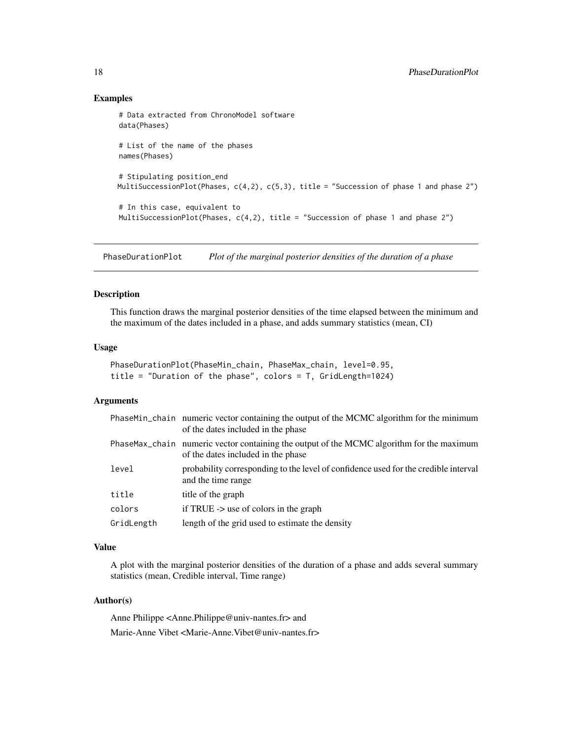## Examples

```
# Data extracted from ChronoModel software
data(Phases)

# List of the name of the phases
names(Phases)

# Stipulating position_end
MultiSuccessionPlot(Phases, c(4,2), c(5,3), title = "Succession of phase 1 and phase 2")

# In this case, equivalent to
MultiSuccessionPlot(Phases, c(4,2), title = "Succession of phase 1 and phase 2")
```

---

# PhaseDurationPlot — *Plot of the marginal posterior densities of the duration of a phase*

## Description

This function draws the marginal posterior densities of the time elapsed between the minimum and the maximum of the dates included in a phase, and adds summary statistics (mean, CI)

## Usage

```
PhaseDurationPlot(PhaseMin_chain, PhaseMax_chain, level=0.95,
title = "Duration of the phase", colors = T, GridLength=1024)
```

## Arguments

| | |
|---|---|
| PhaseMin_chain | numeric vector containing the output of the MCMC algorithm for the minimum of the dates included in the phase |
| PhaseMax_chain | numeric vector containing the output of the MCMC algorithm for the maximum of the dates included in the phase |
| level | probability corresponding to the level of confidence used for the credible interval and the time range |
| title | title of the graph |
| colors | if TRUE -> use of colors in the graph |
| GridLength | length of the grid used to estimate the density |

## Value

A plot with the marginal posterior densities of the duration of a phase and adds several summary statistics (mean, Credible interval, Time range)

## Author(s)

Anne Philippe <Anne.Philippe@univ-nantes.fr> and

Marie-Anne Vibet <Marie-Anne.Vibet@univ-nantes.fr>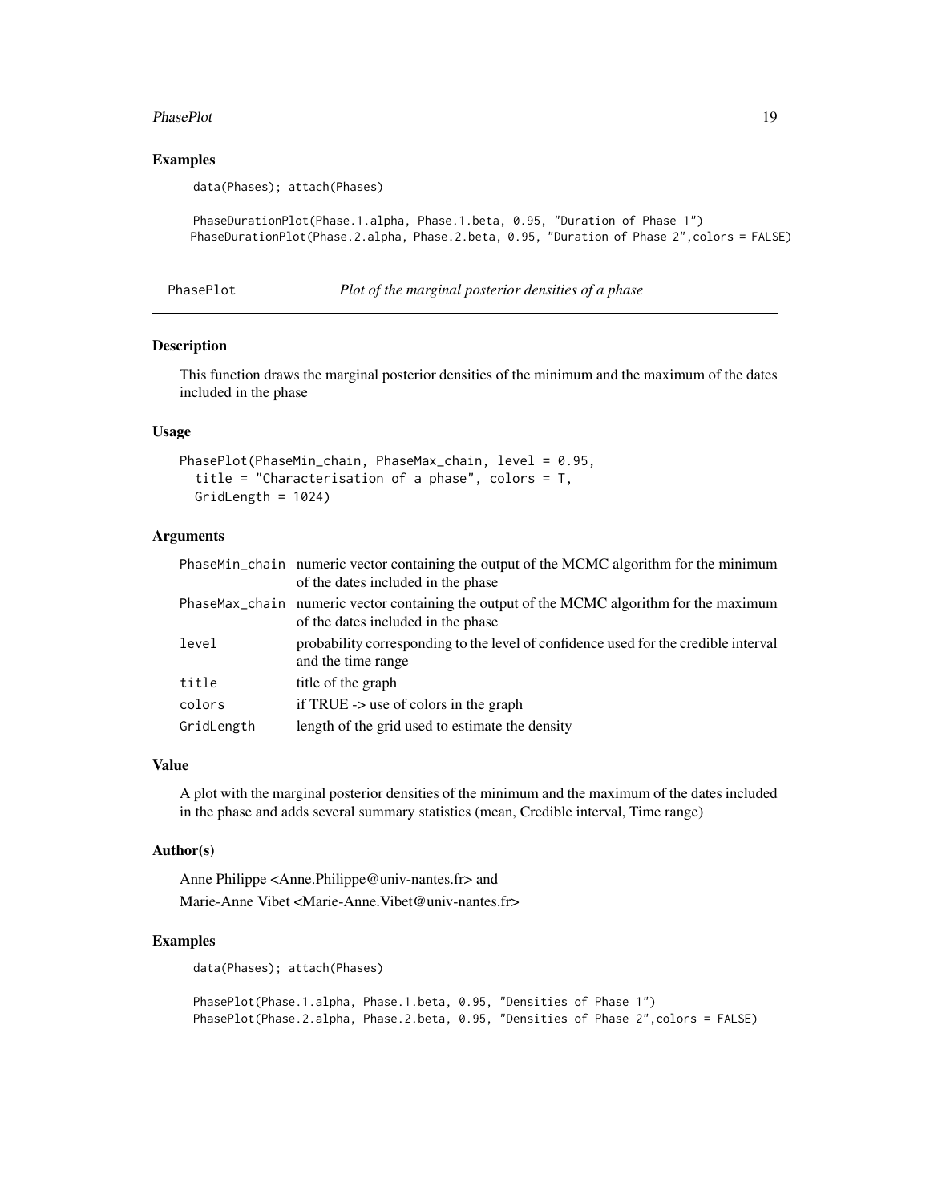## Examples

```
data(Phases); attach(Phases)

PhaseDurationPlot(Phase.1.alpha, Phase.1.beta, 0.95, "Duration of Phase 1")
PhaseDurationPlot(Phase.2.alpha, Phase.2.beta, 0.95, "Duration of Phase 2",colors = FALSE)
```

---

# PhasePlot *Plot of the marginal posterior densities of a phase*

---

## Description

This function draws the marginal posterior densities of the minimum and the maximum of the dates included in the phase

## Usage

```
PhasePlot(PhaseMin_chain, PhaseMax_chain, level = 0.95,
  title = "Characterisation of a phase", colors = T,
  GridLength = 1024)
```

## Arguments

| | |
|---|---|
| PhaseMin_chain | numeric vector containing the output of the MCMC algorithm for the minimum of the dates included in the phase |
| PhaseMax_chain | numeric vector containing the output of the MCMC algorithm for the maximum of the dates included in the phase |
| level | probability corresponding to the level of confidence used for the credible interval and the time range |
| title | title of the graph |
| colors | if TRUE -> use of colors in the graph |
| GridLength | length of the grid used to estimate the density |

## Value

A plot with the marginal posterior densities of the minimum and the maximum of the dates included in the phase and adds several summary statistics (mean, Credible interval, Time range)

## Author(s)

Anne Philippe <Anne.Philippe@univ-nantes.fr> and
Marie-Anne Vibet <Marie-Anne.Vibet@univ-nantes.fr>

## Examples

```
data(Phases); attach(Phases)

PhasePlot(Phase.1.alpha, Phase.1.beta, 0.95, "Densities of Phase 1")
PhasePlot(Phase.2.alpha, Phase.2.beta, 0.95, "Densities of Phase 2",colors = FALSE)
```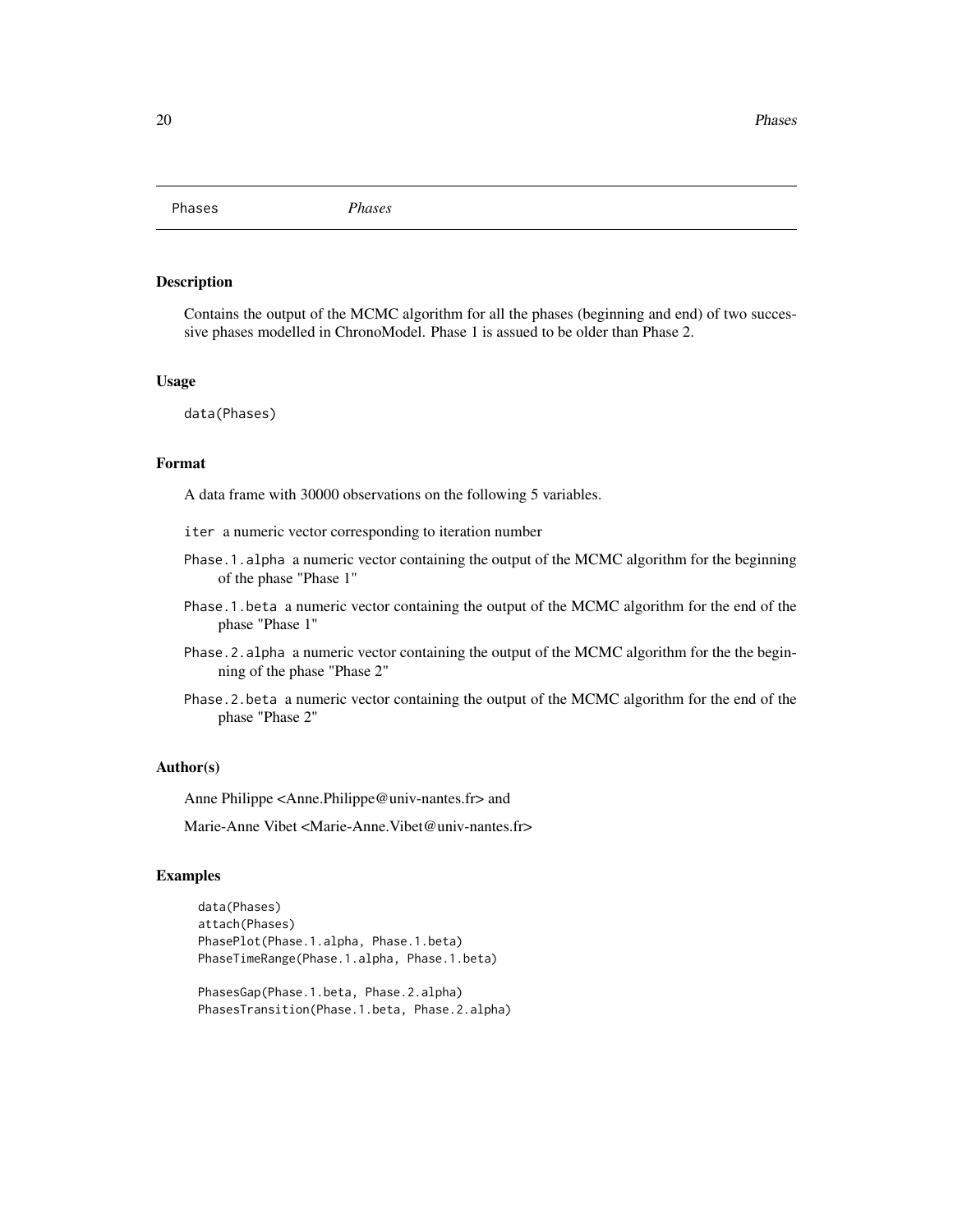# Phases

*Phases*

## Description

Contains the output of the MCMC algorithm for all the phases (beginning and end) of two successive phases modelled in ChronoModel. Phase 1 is assued to be older than Phase 2.

## Usage

```
data(Phases)
```

## Format

A data frame with 30000 observations on the following 5 variables.

- `iter` a numeric vector corresponding to iteration number
- `Phase.1.alpha` a numeric vector containing the output of the MCMC algorithm for the beginning of the phase "Phase 1"
- `Phase.1.beta` a numeric vector containing the output of the MCMC algorithm for the end of the phase "Phase 1"
- `Phase.2.alpha` a numeric vector containing the output of the MCMC algorithm for the the beginning of the phase "Phase 2"
- `Phase.2.beta` a numeric vector containing the output of the MCMC algorithm for the end of the phase "Phase 2"

## Author(s)

Anne Philippe <Anne.Philippe@univ-nantes.fr> and

Marie-Anne Vibet <Marie-Anne.Vibet@univ-nantes.fr>

## Examples

```
data(Phases)
attach(Phases)
PhasePlot(Phase.1.alpha, Phase.1.beta)
PhaseTimeRange(Phase.1.alpha, Phase.1.beta)

PhasesGap(Phase.1.beta, Phase.2.alpha)
PhasesTransition(Phase.1.beta, Phase.2.alpha)
```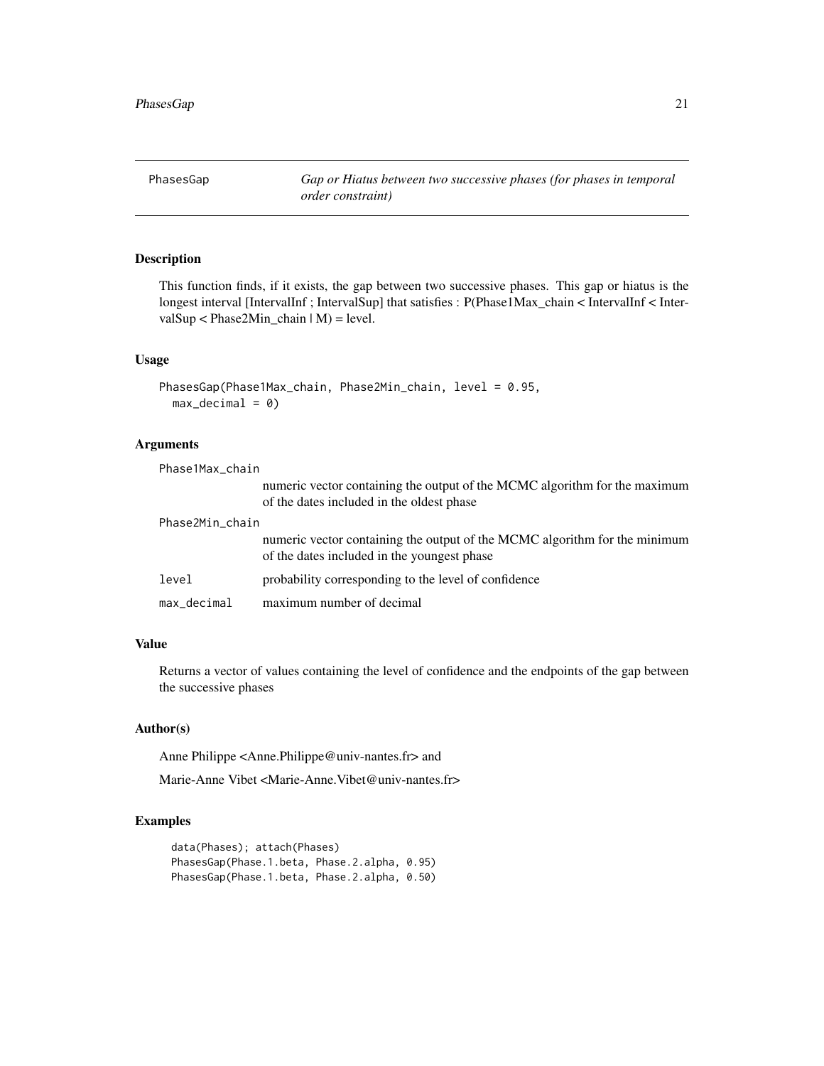PhasesGap *Gap or Hiatus between two successive phases (for phases in temporal order constraint)*

## Description

This function finds, if it exists, the gap between two successive phases. This gap or hiatus is the longest interval [IntervalInf ; IntervalSup] that satisfies : P(Phase1Max_chain < IntervalInf < IntervalSup < Phase2Min_chain | M) = level.

## Usage

```
PhasesGap(Phase1Max_chain, Phase2Min_chain, level = 0.95,
  max_decimal = 0)
```

## Arguments

| | |
|---|---|
| Phase1Max_chain | numeric vector containing the output of the MCMC algorithm for the maximum of the dates included in the oldest phase |
| Phase2Min_chain | numeric vector containing the output of the MCMC algorithm for the minimum of the dates included in the youngest phase |
| level | probability corresponding to the level of confidence |
| max_decimal | maximum number of decimal |

## Value

Returns a vector of values containing the level of confidence and the endpoints of the gap between the successive phases

## Author(s)

Anne Philippe <Anne.Philippe@univ-nantes.fr> and

Marie-Anne Vibet <Marie-Anne.Vibet@univ-nantes.fr>

## Examples

```
data(Phases); attach(Phases)
PhasesGap(Phase.1.beta, Phase.2.alpha, 0.95)
PhasesGap(Phase.1.beta, Phase.2.alpha, 0.50)
```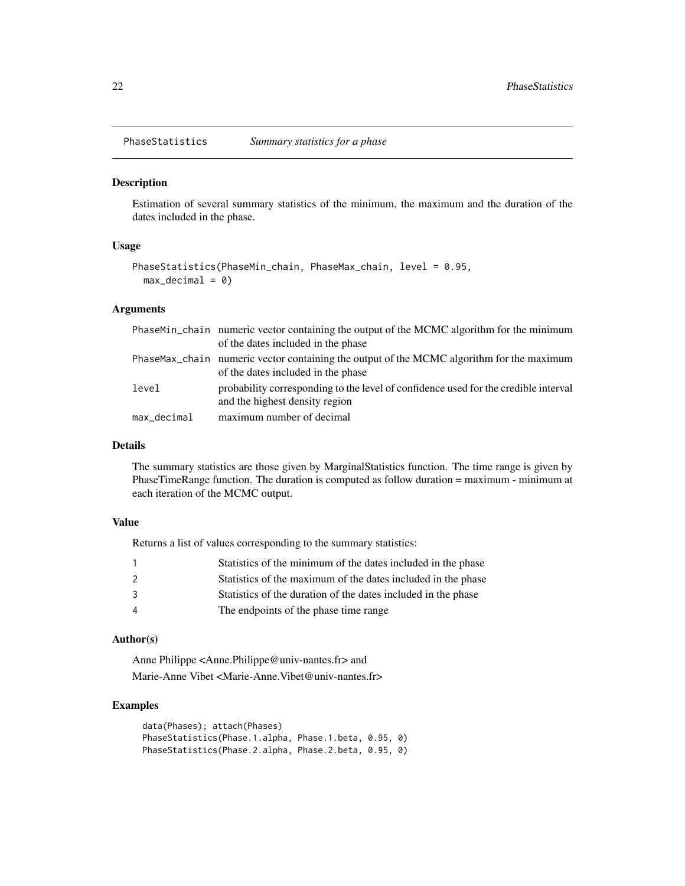# PhaseStatistics *Summary statistics for a phase*

## Description

Estimation of several summary statistics of the minimum, the maximum and the duration of the dates included in the phase.

## Usage

```
PhaseStatistics(PhaseMin_chain, PhaseMax_chain, level = 0.95,
  max_decimal = 0)
```

## Arguments

| | |
|---|---|
| PhaseMin_chain | numeric vector containing the output of the MCMC algorithm for the minimum of the dates included in the phase |
| PhaseMax_chain | numeric vector containing the output of the MCMC algorithm for the maximum of the dates included in the phase |
| level | probability corresponding to the level of confidence used for the credible interval and the highest density region |
| max_decimal | maximum number of decimal |

## Details

The summary statistics are those given by MarginalStatistics function. The time range is given by PhaseTimeRange function. The duration is computed as follow duration = maximum - minimum at each iteration of the MCMC output.

## Value

Returns a list of values corresponding to the summary statistics:

| | |
|---|---|
| 1 | Statistics of the minimum of the dates included in the phase |
| 2 | Statistics of the maximum of the dates included in the phase |
| 3 | Statistics of the duration of the dates included in the phase |
| 4 | The endpoints of the phase time range |

## Author(s)

Anne Philippe <Anne.Philippe@univ-nantes.fr> and

Marie-Anne Vibet <Marie-Anne.Vibet@univ-nantes.fr>

## Examples

```
data(Phases); attach(Phases)
PhaseStatistics(Phase.1.alpha, Phase.1.beta, 0.95, 0)
PhaseStatistics(Phase.2.alpha, Phase.2.beta, 0.95, 0)
```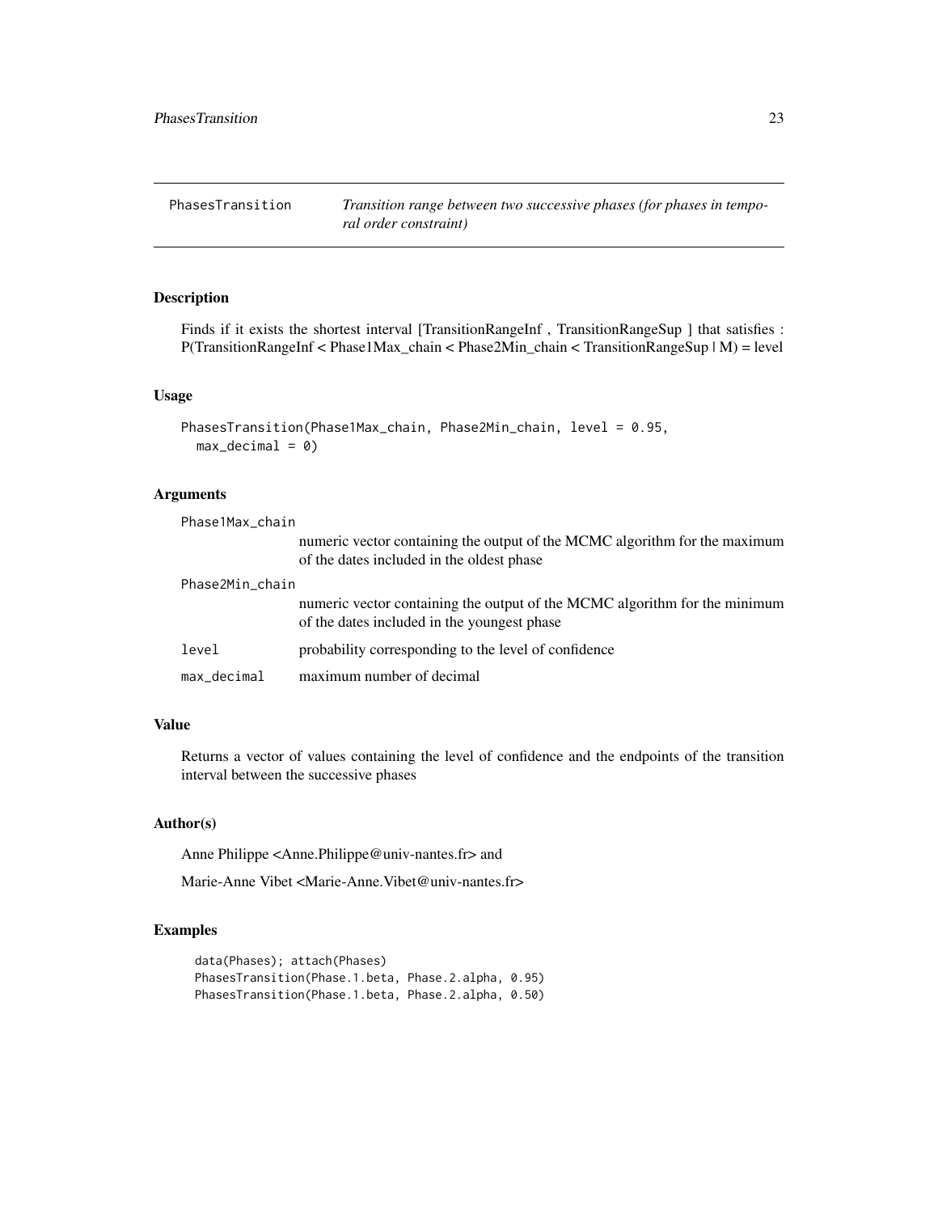## PhasesTransition — *Transition range between two successive phases (for phases in temporal order constraint)*

### Description

Finds if it exists the shortest interval [TransitionRangeInf , TransitionRangeSup ] that satisfies : P(TransitionRangeInf < Phase1Max_chain < Phase2Min_chain < TransitionRangeSup | M) = level

### Usage

```
PhasesTransition(Phase1Max_chain, Phase2Min_chain, level = 0.95,
  max_decimal = 0)
```

### Arguments

| | |
|---|---|
| Phase1Max_chain | numeric vector containing the output of the MCMC algorithm for the maximum of the dates included in the oldest phase |
| Phase2Min_chain | numeric vector containing the output of the MCMC algorithm for the minimum of the dates included in the youngest phase |
| level | probability corresponding to the level of confidence |
| max_decimal | maximum number of decimal |

### Value

Returns a vector of values containing the level of confidence and the endpoints of the transition interval between the successive phases

### Author(s)

Anne Philippe <Anne.Philippe@univ-nantes.fr> and

Marie-Anne Vibet <Marie-Anne.Vibet@univ-nantes.fr>

### Examples

```
data(Phases); attach(Phases)
PhasesTransition(Phase.1.beta, Phase.2.alpha, 0.95)
PhasesTransition(Phase.1.beta, Phase.2.alpha, 0.50)
```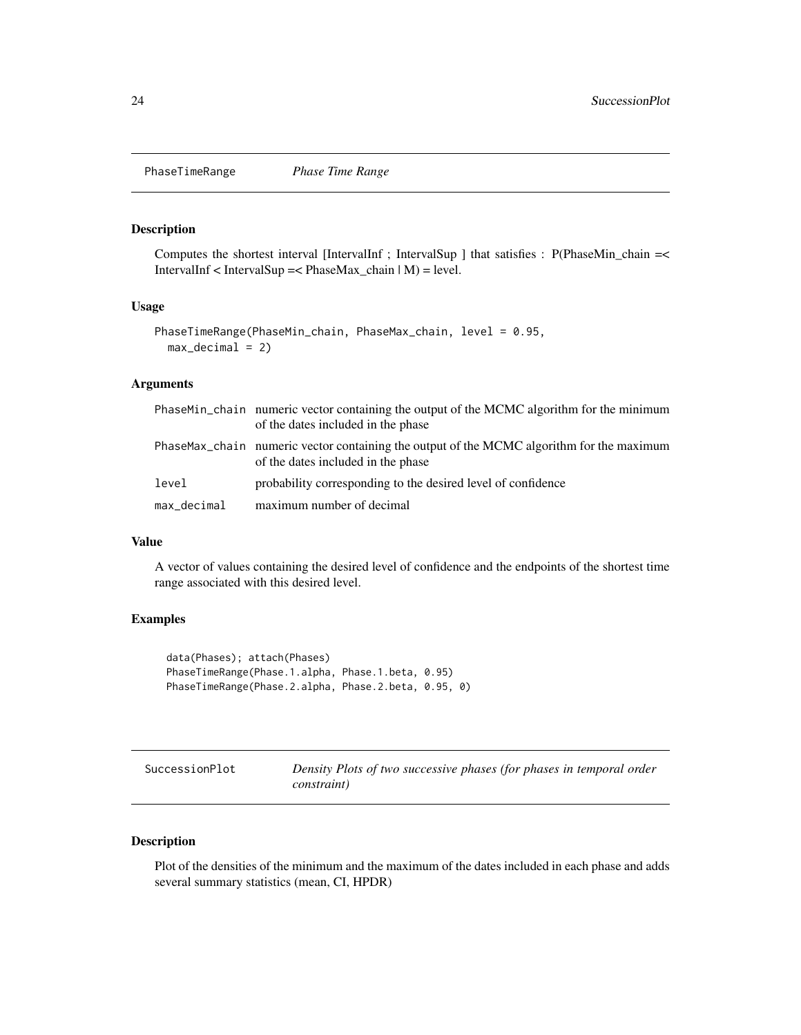## PhaseTimeRange *Phase Time Range*

### Description

Computes the shortest interval [IntervalInf ; IntervalSup ] that satisfies : P(PhaseMin_chain =< IntervalInf < IntervalSup =< PhaseMax_chain | M) = level.

### Usage

```
PhaseTimeRange(PhaseMin_chain, PhaseMax_chain, level = 0.95,
  max_decimal = 2)
```

### Arguments

| | |
|---|---|
| PhaseMin_chain | numeric vector containing the output of the MCMC algorithm for the minimum of the dates included in the phase |
| PhaseMax_chain | numeric vector containing the output of the MCMC algorithm for the maximum of the dates included in the phase |
| level | probability corresponding to the desired level of confidence |
| max_decimal | maximum number of decimal |

### Value

A vector of values containing the desired level of confidence and the endpoints of the shortest time range associated with this desired level.

### Examples

```
data(Phases); attach(Phases)
PhaseTimeRange(Phase.1.alpha, Phase.1.beta, 0.95)
PhaseTimeRange(Phase.2.alpha, Phase.2.beta, 0.95, 0)
```

## SuccessionPlot *Density Plots of two successive phases (for phases in temporal order constraint)*

### Description

Plot of the densities of the minimum and the maximum of the dates included in each phase and adds several summary statistics (mean, CI, HPDR)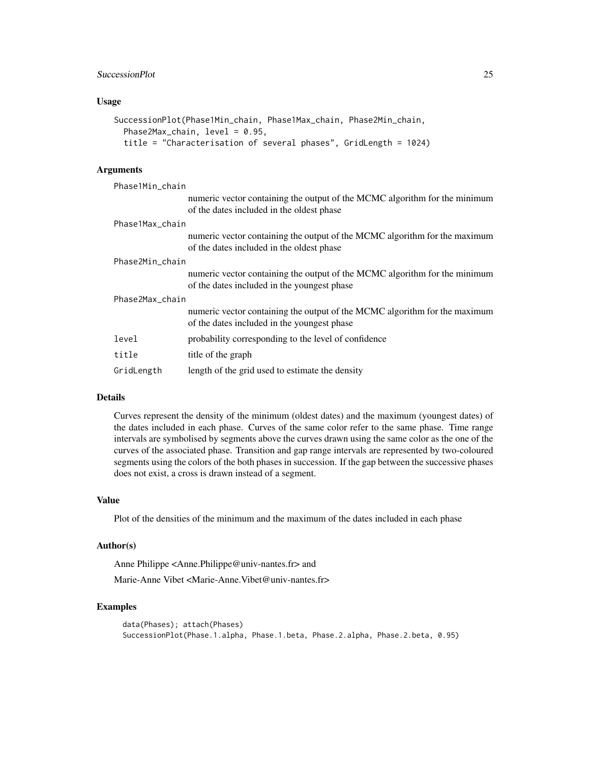## Usage

```
SuccessionPlot(Phase1Min_chain, Phase1Max_chain, Phase2Min_chain,
  Phase2Max_chain, level = 0.95,
  title = "Characterisation of several phases", GridLength = 1024)
```

## Arguments

| | |
|---|---|
| Phase1Min_chain | numeric vector containing the output of the MCMC algorithm for the minimum of the dates included in the oldest phase |
| Phase1Max_chain | numeric vector containing the output of the MCMC algorithm for the maximum of the dates included in the oldest phase |
| Phase2Min_chain | numeric vector containing the output of the MCMC algorithm for the minimum of the dates included in the youngest phase |
| Phase2Max_chain | numeric vector containing the output of the MCMC algorithm for the maximum of the dates included in the youngest phase |
| level | probability corresponding to the level of confidence |
| title | title of the graph |
| GridLength | length of the grid used to estimate the density |

## Details

Curves represent the density of the minimum (oldest dates) and the maximum (youngest dates) of the dates included in each phase. Curves of the same color refer to the same phase. Time range intervals are symbolised by segments above the curves drawn using the same color as the one of the curves of the associated phase. Transition and gap range intervals are represented by two-coloured segments using the colors of the both phases in succession. If the gap between the successive phases does not exist, a cross is drawn instead of a segment.

## Value

Plot of the densities of the minimum and the maximum of the dates included in each phase

## Author(s)

Anne Philippe <Anne.Philippe@univ-nantes.fr> and

Marie-Anne Vibet <Marie-Anne.Vibet@univ-nantes.fr>

## Examples

```
data(Phases); attach(Phases)
SuccessionPlot(Phase.1.alpha, Phase.1.beta, Phase.2.alpha, Phase.2.beta, 0.95)
```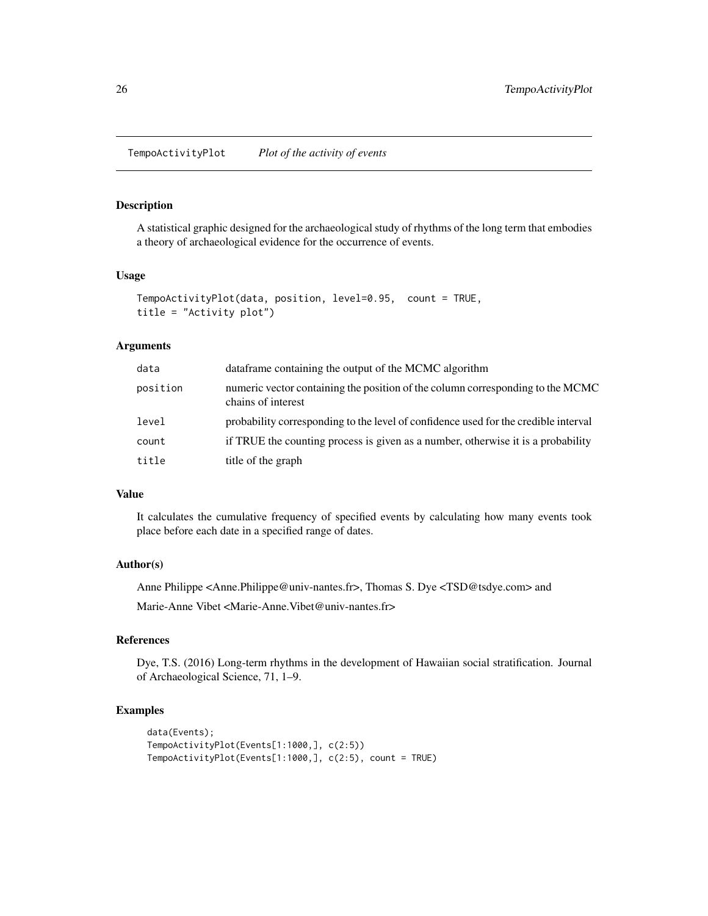## TempoActivityPlot *Plot of the activity of events*

### Description

A statistical graphic designed for the archaeological study of rhythms of the long term that embodies a theory of archaeological evidence for the occurrence of events.

### Usage

```
TempoActivityPlot(data, position, level=0.95,  count = TRUE,
title = "Activity plot")
```

### Arguments

| | |
|---|---|
| data | dataframe containing the output of the MCMC algorithm |
| position | numeric vector containing the position of the column corresponding to the MCMC chains of interest |
| level | probability corresponding to the level of confidence used for the credible interval |
| count | if TRUE the counting process is given as a number, otherwise it is a probability |
| title | title of the graph |

### Value

It calculates the cumulative frequency of specified events by calculating how many events took place before each date in a specified range of dates.

### Author(s)

Anne Philippe <Anne.Philippe@univ-nantes.fr>, Thomas S. Dye <TSD@tsdye.com> and

Marie-Anne Vibet <Marie-Anne.Vibet@univ-nantes.fr>

### References

Dye, T.S. (2016) Long-term rhythms in the development of Hawaiian social stratification. Journal of Archaeological Science, 71, 1–9.

### Examples

```
data(Events);
TempoActivityPlot(Events[1:1000,], c(2:5))
TempoActivityPlot(Events[1:1000,], c(2:5), count = TRUE)
```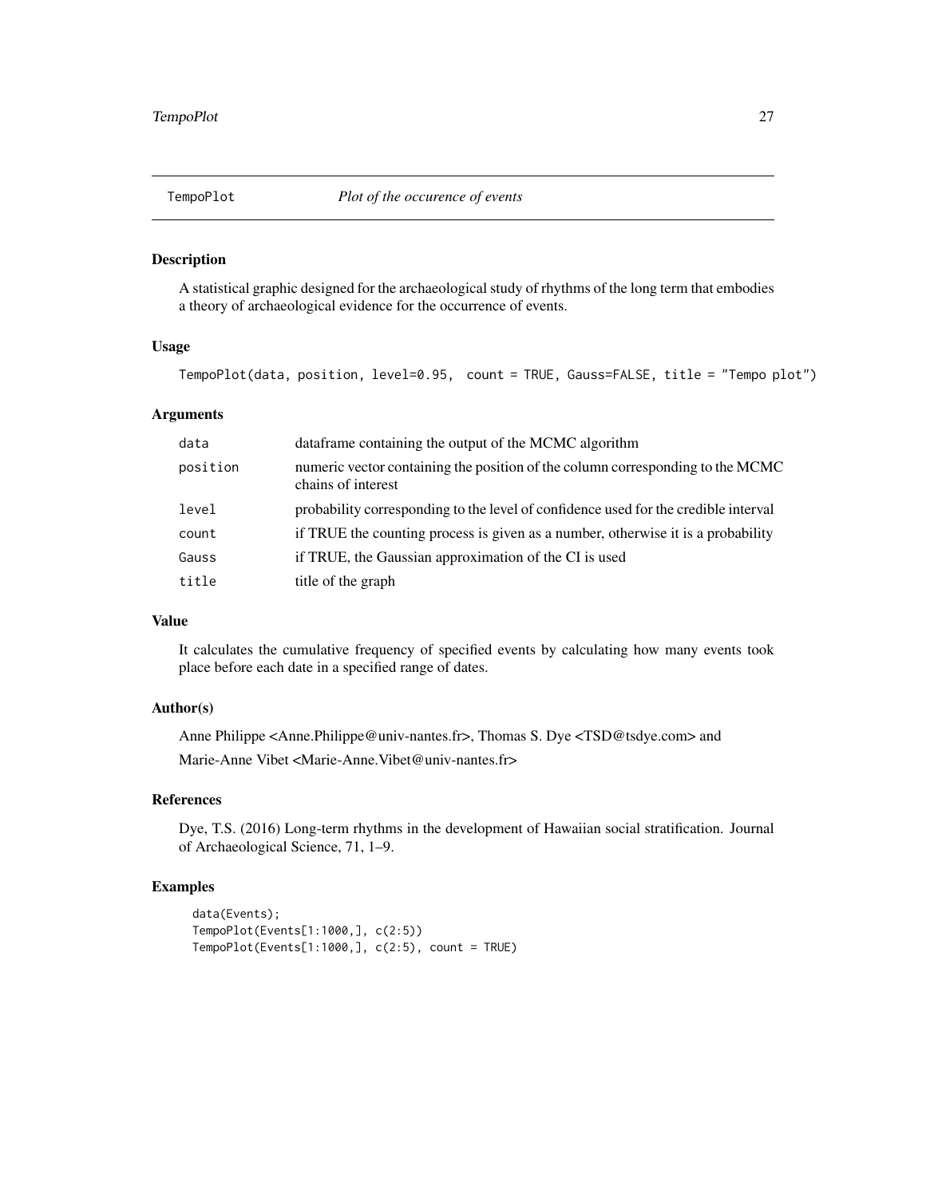# TempoPlot    *Plot of the occurence of events*

## Description

A statistical graphic designed for the archaeological study of rhythms of the long term that embodies a theory of archaeological evidence for the occurrence of events.

## Usage

```
TempoPlot(data, position, level=0.95,  count = TRUE, Gauss=FALSE, title = "Tempo plot")
```

## Arguments

| | |
|---|---|
| `data` | dataframe containing the output of the MCMC algorithm |
| `position` | numeric vector containing the position of the column corresponding to the MCMC chains of interest |
| `level` | probability corresponding to the level of confidence used for the credible interval |
| `count` | if TRUE the counting process is given as a number, otherwise it is a probability |
| `Gauss` | if TRUE, the Gaussian approximation of the CI is used |
| `title` | title of the graph |

## Value

It calculates the cumulative frequency of specified events by calculating how many events took place before each date in a specified range of dates.

## Author(s)

Anne Philippe <Anne.Philippe@univ-nantes.fr>, Thomas S. Dye <TSD@tsdye.com> and

Marie-Anne Vibet <Marie-Anne.Vibet@univ-nantes.fr>

## References

Dye, T.S. (2016) Long-term rhythms in the development of Hawaiian social stratification. Journal of Archaeological Science, 71, 1–9.

## Examples

```
data(Events);
TempoPlot(Events[1:1000,], c(2:5))
TempoPlot(Events[1:1000,], c(2:5), count = TRUE)
```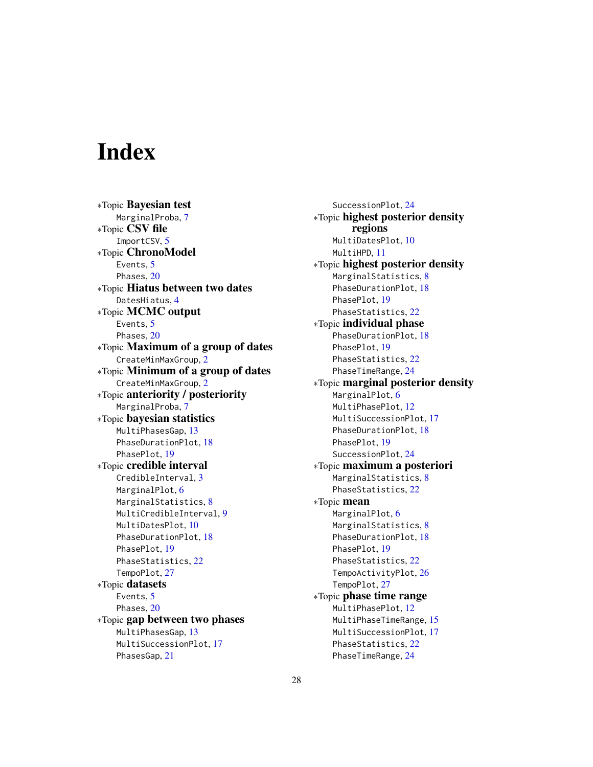# Index

∗Topic **Bayesian test**
    MarginalProba, 7
∗Topic **CSV file**
    ImportCSV, 5
∗Topic **ChronoModel**
    Events, 5
    Phases, 20
∗Topic **Hiatus between two dates**
    DatesHiatus, 4
∗Topic **MCMC output**
    Events, 5
    Phases, 20
∗Topic **Maximum of a group of dates**
    CreateMinMaxGroup, 2
∗Topic **Minimum of a group of dates**
    CreateMinMaxGroup, 2
∗Topic **anteriority / posteriority**
    MarginalProba, 7
∗Topic **bayesian statistics**
    MultiPhasesGap, 13
    PhaseDurationPlot, 18
    PhasePlot, 19
∗Topic **credible interval**
    CredibleInterval, 3
    MarginalPlot, 6
    MarginalStatistics, 8
    MultiCredibleInterval, 9
    MultiDatesPlot, 10
    PhaseDurationPlot, 18
    PhasePlot, 19
    PhaseStatistics, 22
    TempoPlot, 27
∗Topic **datasets**
    Events, 5
    Phases, 20
∗Topic **gap between two phases**
    MultiPhasesGap, 13
    MultiSuccessionPlot, 17
    PhasesGap, 21
    SuccessionPlot, 24
∗Topic **highest posterior density regions**
    MultiDatesPlot, 10
    MultiHPD, 11
∗Topic **highest posterior density**
    MarginalStatistics, 8
    PhaseDurationPlot, 18
    PhasePlot, 19
    PhaseStatistics, 22
∗Topic **individual phase**
    PhaseDurationPlot, 18
    PhasePlot, 19
    PhaseStatistics, 22
    PhaseTimeRange, 24
∗Topic **marginal posterior density**
    MarginalPlot, 6
    MultiPhasePlot, 12
    MultiSuccessionPlot, 17
    PhaseDurationPlot, 18
    PhasePlot, 19
    SuccessionPlot, 24
∗Topic **maximum a posteriori**
    MarginalStatistics, 8
    PhaseStatistics, 22
∗Topic **mean**
    MarginalPlot, 6
    MarginalStatistics, 8
    PhaseDurationPlot, 18
    PhasePlot, 19
    PhaseStatistics, 22
    TempoActivityPlot, 26
    TempoPlot, 27
∗Topic **phase time range**
    MultiPhasePlot, 12
    MultiPhaseTimeRange, 15
    MultiSuccessionPlot, 17
    PhaseStatistics, 22
    PhaseTimeRange, 24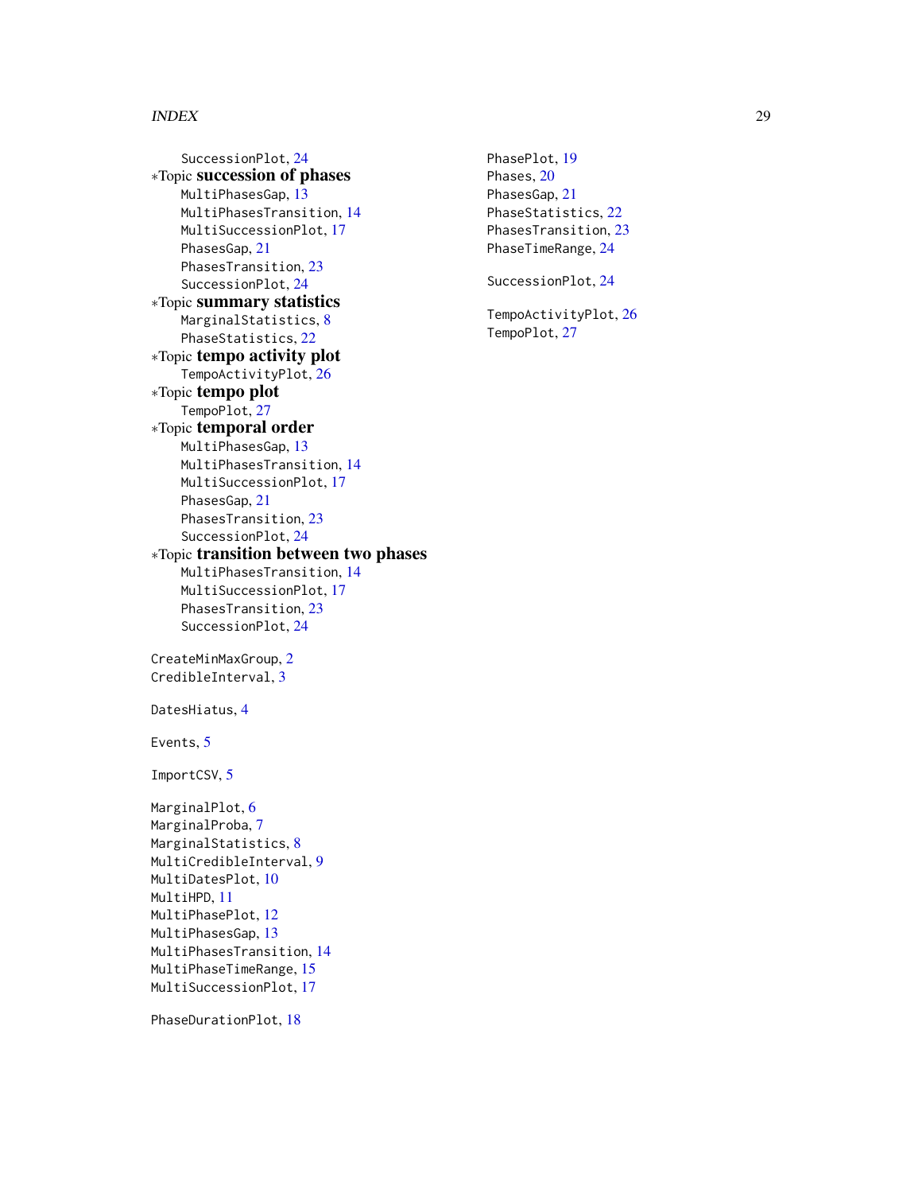SuccessionPlot, 24

∗Topic **succession of phases**

MultiPhasesGap, 13
MultiPhasesTransition, 14
MultiSuccessionPlot, 17
PhasesGap, 21
PhasesTransition, 23
SuccessionPlot, 24

∗Topic **summary statistics**

MarginalStatistics, 8
PhaseStatistics, 22

∗Topic **tempo activity plot**

TempoActivityPlot, 26

∗Topic **tempo plot**

TempoPlot, 27

∗Topic **temporal order**

MultiPhasesGap, 13
MultiPhasesTransition, 14
MultiSuccessionPlot, 17
PhasesGap, 21
PhasesTransition, 23
SuccessionPlot, 24

∗Topic **transition between two phases**

MultiPhasesTransition, 14
MultiSuccessionPlot, 17
PhasesTransition, 23
SuccessionPlot, 24

CreateMinMaxGroup, 2
CredibleInterval, 3

DatesHiatus, 4

Events, 5

ImportCSV, 5

MarginalPlot, 6
MarginalProba, 7
MarginalStatistics, 8
MultiCredibleInterval, 9
MultiDatesPlot, 10
MultiHPD, 11
MultiPhasePlot, 12
MultiPhasesGap, 13
MultiPhasesTransition, 14
MultiPhaseTimeRange, 15
MultiSuccessionPlot, 17

PhaseDurationPlot, 18
PhasePlot, 19
Phases, 20
PhasesGap, 21
PhaseStatistics, 22
PhasesTransition, 23
PhaseTimeRange, 24

SuccessionPlot, 24

TempoActivityPlot, 26
TempoPlot, 27